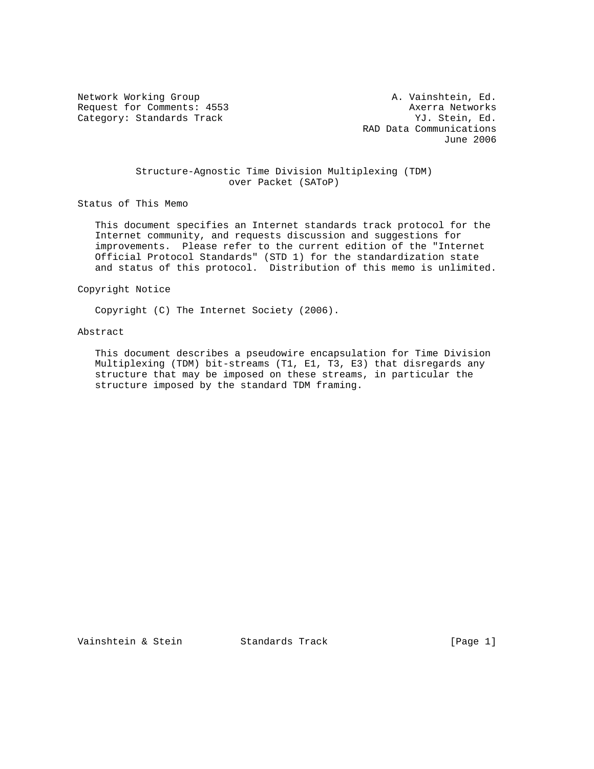Network Working Group A. Vainshtein, Ed.
Request for Comments: 4553 Axerra Networks
Category: Standards Track YJ. Stein, Ed.
RAD Data Communications
June 2006

# Structure-Agnostic Time Division Multiplexing (TDM) over Packet (SAToP)

## Status of This Memo

This document specifies an Internet standards track protocol for the Internet community, and requests discussion and suggestions for improvements. Please refer to the current edition of the "Internet Official Protocol Standards" (STD 1) for the standardization state and status of this protocol. Distribution of this memo is unlimited.

## Copyright Notice

Copyright (C) The Internet Society (2006).

## Abstract

This document describes a pseudowire encapsulation for Time Division Multiplexing (TDM) bit-streams (T1, E1, T3, E3) that disregards any structure that may be imposed on these streams, in particular the structure imposed by the standard TDM framing.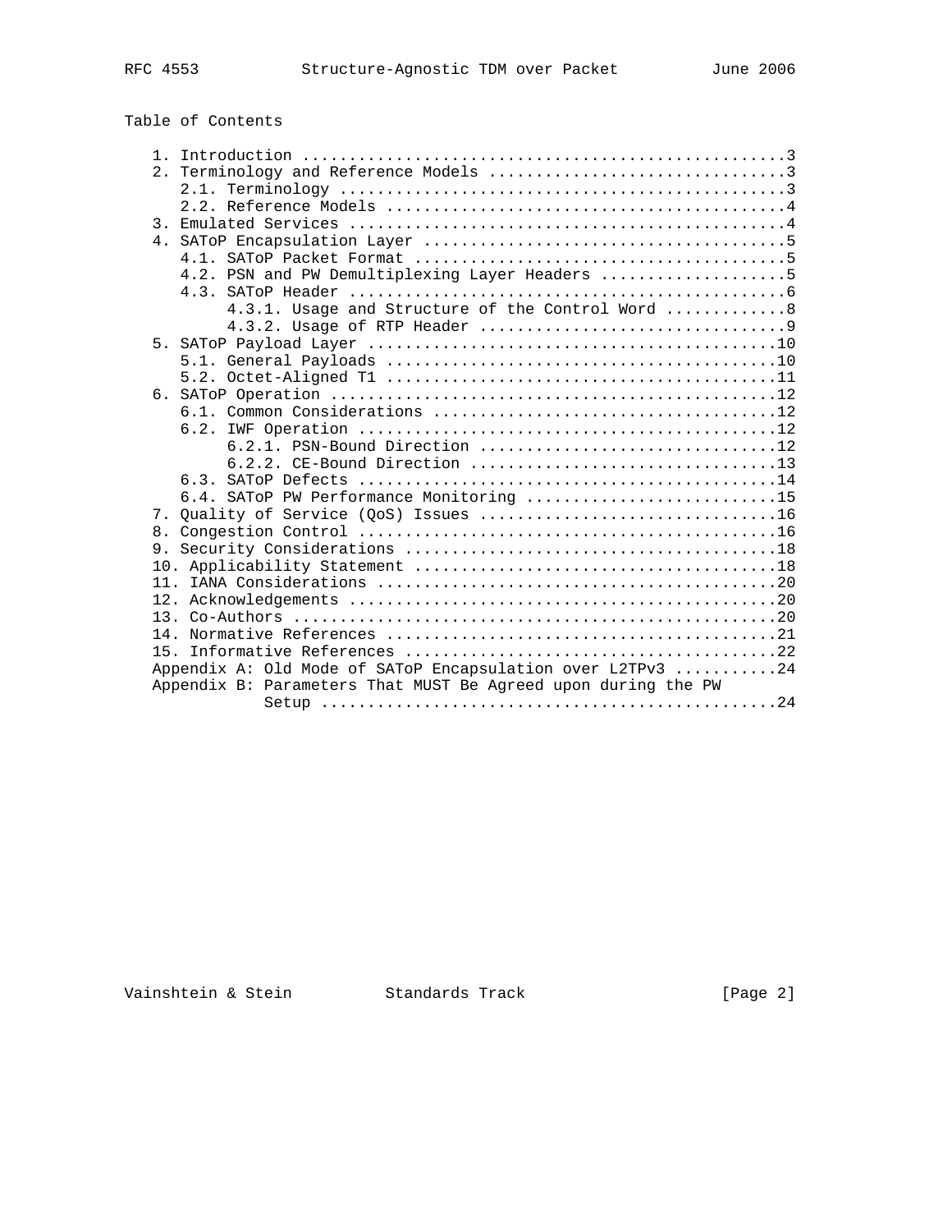Table of Contents

```
   1. Introduction ....................................................3
   2. Terminology and Reference Models ................................3
      2.1. Terminology ................................................3
      2.2. Reference Models ...........................................4
   3. Emulated Services ...............................................4
   4. SAToP Encapsulation Layer .......................................5
      4.1. SAToP Packet Format ........................................5
      4.2. PSN and PW Demultiplexing Layer Headers ....................5
      4.3. SAToP Header ...............................................6
           4.3.1. Usage and Structure of the Control Word .............8
           4.3.2. Usage of RTP Header .................................9
   5. SAToP Payload Layer ............................................10
      5.1. General Payloads ..........................................10
      5.2. Octet-Aligned T1 ..........................................11
   6. SAToP Operation ................................................12
      6.1. Common Considerations .....................................12
      6.2. IWF Operation .............................................12
           6.2.1. PSN-Bound Direction ................................12
           6.2.2. CE-Bound Direction .................................13
      6.3. SAToP Defects .............................................14
      6.4. SAToP PW Performance Monitoring ...........................15
   7. Quality of Service (QoS) Issues ................................16
   8. Congestion Control .............................................16
   9. Security Considerations ........................................18
   10. Applicability Statement .......................................18
   11. IANA Considerations ...........................................20
   12. Acknowledgements ..............................................20
   13. Co-Authors ....................................................20
   14. Normative References ..........................................21
   15. Informative References ........................................22
   Appendix A: Old Mode of SAToP Encapsulation over L2TPv3 ...........24
   Appendix B: Parameters That MUST Be Agreed upon during the PW
               Setup .................................................24
```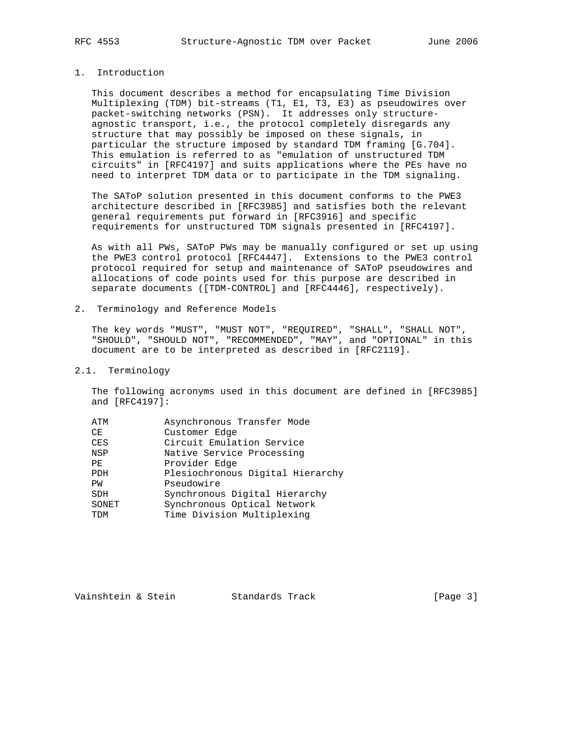## 1. Introduction

This document describes a method for encapsulating Time Division Multiplexing (TDM) bit-streams (T1, E1, T3, E3) as pseudowires over packet-switching networks (PSN). It addresses only structure-agnostic transport, i.e., the protocol completely disregards any structure that may possibly be imposed on these signals, in particular the structure imposed by standard TDM framing [G.704]. This emulation is referred to as "emulation of unstructured TDM circuits" in [RFC4197] and suits applications where the PEs have no need to interpret TDM data or to participate in the TDM signaling.

The SAToP solution presented in this document conforms to the PWE3 architecture described in [RFC3985] and satisfies both the relevant general requirements put forward in [RFC3916] and specific requirements for unstructured TDM signals presented in [RFC4197].

As with all PWs, SAToP PWs may be manually configured or set up using the PWE3 control protocol [RFC4447]. Extensions to the PWE3 control protocol required for setup and maintenance of SAToP pseudowires and allocations of code points used for this purpose are described in separate documents ([TDM-CONTROL] and [RFC4446], respectively).

## 2. Terminology and Reference Models

The key words "MUST", "MUST NOT", "REQUIRED", "SHALL", "SHALL NOT", "SHOULD", "SHOULD NOT", "RECOMMENDED", "MAY", and "OPTIONAL" in this document are to be interpreted as described in [RFC2119].

### 2.1. Terminology

The following acronyms used in this document are defined in [RFC3985] and [RFC4197]:

```
ATM          Asynchronous Transfer Mode
CE           Customer Edge
CES          Circuit Emulation Service
NSP          Native Service Processing
PE           Provider Edge
PDH          Plesiochronous Digital Hierarchy
PW           Pseudowire
SDH          Synchronous Digital Hierarchy
SONET        Synchronous Optical Network
TDM          Time Division Multiplexing
```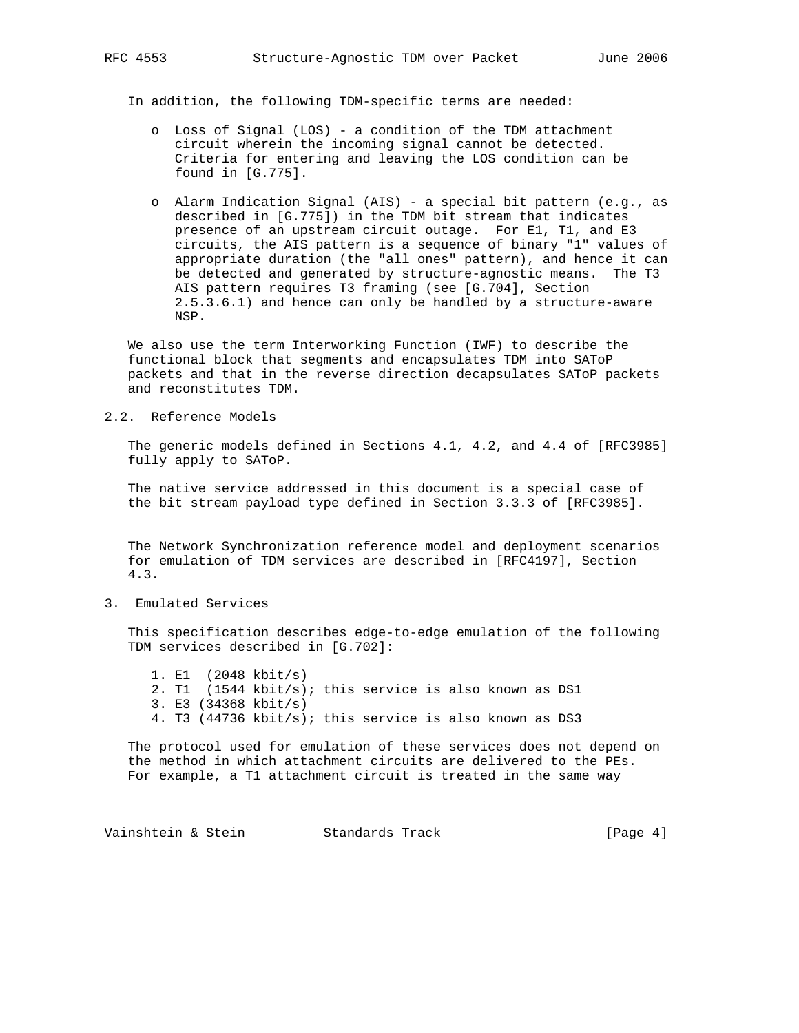In addition, the following TDM-specific terms are needed:

- Loss of Signal (LOS) - a condition of the TDM attachment circuit wherein the incoming signal cannot be detected. Criteria for entering and leaving the LOS condition can be found in [G.775].

- Alarm Indication Signal (AIS) - a special bit pattern (e.g., as described in [G.775]) in the TDM bit stream that indicates presence of an upstream circuit outage. For E1, T1, and E3 circuits, the AIS pattern is a sequence of binary "1" values of appropriate duration (the "all ones" pattern), and hence it can be detected and generated by structure-agnostic means. The T3 AIS pattern requires T3 framing (see [G.704], Section 2.5.3.6.1) and hence can only be handled by a structure-aware NSP.

We also use the term Interworking Function (IWF) to describe the functional block that segments and encapsulates TDM into SAToP packets and that in the reverse direction decapsulates SAToP packets and reconstitutes TDM.

## 2.2. Reference Models

The generic models defined in Sections 4.1, 4.2, and 4.4 of [RFC3985] fully apply to SAToP.

The native service addressed in this document is a special case of the bit stream payload type defined in Section 3.3.3 of [RFC3985].

The Network Synchronization reference model and deployment scenarios for emulation of TDM services are described in [RFC4197], Section 4.3.

# 3. Emulated Services

This specification describes edge-to-edge emulation of the following TDM services described in [G.702]:

1. E1 (2048 kbit/s)
2. T1 (1544 kbit/s); this service is also known as DS1
3. E3 (34368 kbit/s)
4. T3 (44736 kbit/s); this service is also known as DS3

The protocol used for emulation of these services does not depend on the method in which attachment circuits are delivered to the PEs. For example, a T1 attachment circuit is treated in the same way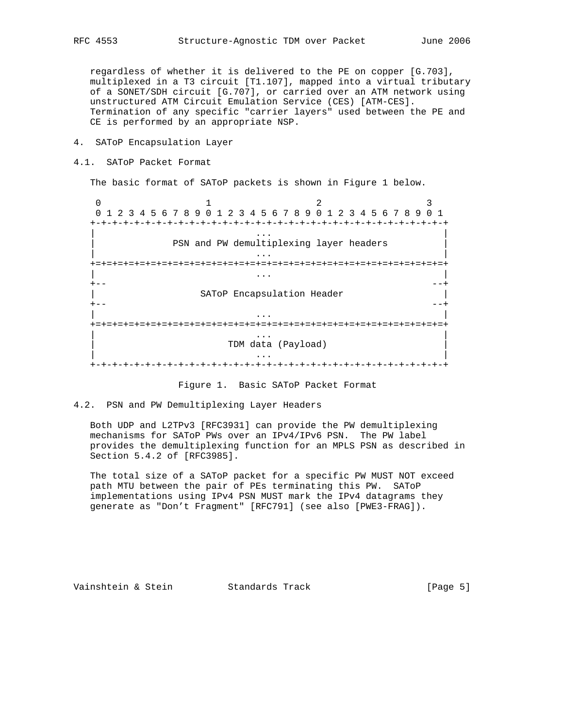regardless of whether it is delivered to the PE on copper [G.703], multiplexed in a T3 circuit [T1.107], mapped into a virtual tributary of a SONET/SDH circuit [G.707], or carried over an ATM network using unstructured ATM Circuit Emulation Service (CES) [ATM-CES]. Termination of any specific "carrier layers" used between the PE and CE is performed by an appropriate NSP.

## 4. SAToP Encapsulation Layer

### 4.1. SAToP Packet Format

The basic format of SAToP packets is shown in Figure 1 below.

```
 0                   1                   2                   3
 0 1 2 3 4 5 6 7 8 9 0 1 2 3 4 5 6 7 8 9 0 1 2 3 4 5 6 7 8 9 0 1
+-+-+-+-+-+-+-+-+-+-+-+-+-+-+-+-+-+-+-+-+-+-+-+-+-+-+-+-+-+-+-+-+
|                              ...                              |
|              PSN and PW demultiplexing layer headers          |
|                              ...                              |
+=+=+=+=+=+=+=+=+=+=+=+=+=+=+=+=+=+=+=+=+=+=+=+=+=+=+=+=+=+=+=+=+
|                              ...                              |
+--                                                           --+
|                   SAToP Encapsulation Header                  |
+--                                                           --+
|                              ...                              |
+=+=+=+=+=+=+=+=+=+=+=+=+=+=+=+=+=+=+=+=+=+=+=+=+=+=+=+=+=+=+=+=+
|                              ...                              |
|                        TDM data (Payload)                     |
|                              ...                              |
+-+-+-+-+-+-+-+-+-+-+-+-+-+-+-+-+-+-+-+-+-+-+-+-+-+-+-+-+-+-+-+-+
```

Figure 1. Basic SAToP Packet Format

### 4.2. PSN and PW Demultiplexing Layer Headers

Both UDP and L2TPv3 [RFC3931] can provide the PW demultiplexing mechanisms for SAToP PWs over an IPv4/IPv6 PSN. The PW label provides the demultiplexing function for an MPLS PSN as described in Section 5.4.2 of [RFC3985].

The total size of a SAToP packet for a specific PW MUST NOT exceed path MTU between the pair of PEs terminating this PW. SAToP implementations using IPv4 PSN MUST mark the IPv4 datagrams they generate as "Don’t Fragment" [RFC791] (see also [PWE3-FRAG]).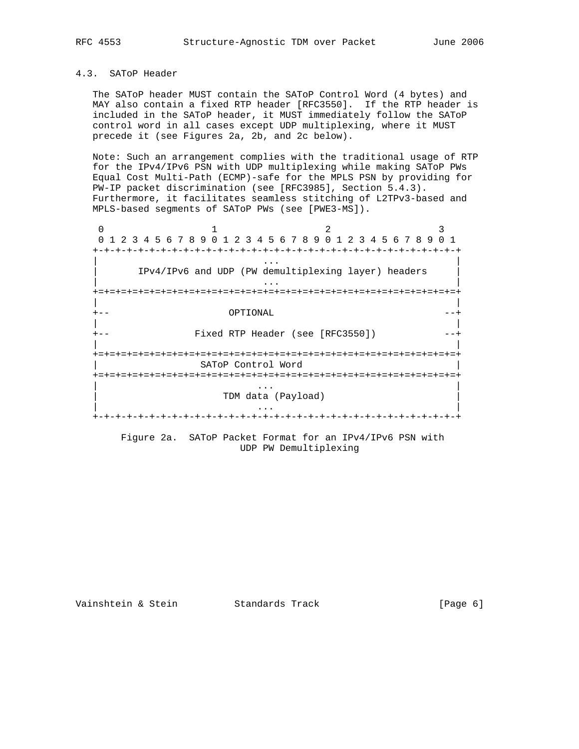### 4.3. SAToP Header

The SAToP header MUST contain the SAToP Control Word (4 bytes) and MAY also contain a fixed RTP header [RFC3550]. If the RTP header is included in the SAToP header, it MUST immediately follow the SAToP control word in all cases except UDP multiplexing, where it MUST precede it (see Figures 2a, 2b, and 2c below).

Note: Such an arrangement complies with the traditional usage of RTP for the IPv4/IPv6 PSN with UDP multiplexing while making SAToP PWs Equal Cost Multi-Path (ECMP)-safe for the MPLS PSN by providing for PW-IP packet discrimination (see [RFC3985], Section 5.4.3). Furthermore, it facilitates seamless stitching of L2TPv3-based and MPLS-based segments of SAToP PWs (see [PWE3-MS]).

```
 0                   1                   2                   3
 0 1 2 3 4 5 6 7 8 9 0 1 2 3 4 5 6 7 8 9 0 1 2 3 4 5 6 7 8 9 0 1
+-+-+-+-+-+-+-+-+-+-+-+-+-+-+-+-+-+-+-+-+-+-+-+-+-+-+-+-+-+-+-+-+
|                              ...                              |
|       IPv4/IPv6 and UDP (PW demultiplexing layer) headers     |
|                              ...                              |
+=+=+=+=+=+=+=+=+=+=+=+=+=+=+=+=+=+=+=+=+=+=+=+=+=+=+=+=+=+=+=+=+
|                                                               |
+--                         OPTIONAL                          --+
|                                                               |
+--             Fixed RTP Header (see [RFC3550])              --+
|                                                               |
+=+=+=+=+=+=+=+=+=+=+=+=+=+=+=+=+=+=+=+=+=+=+=+=+=+=+=+=+=+=+=+=+
|                    SAToP Control Word                         |
+=+=+=+=+=+=+=+=+=+=+=+=+=+=+=+=+=+=+=+=+=+=+=+=+=+=+=+=+=+=+=+=+
|                              ...                              |
|                       TDM data (Payload)                      |
|                              ...                              |
+-+-+-+-+-+-+-+-+-+-+-+-+-+-+-+-+-+-+-+-+-+-+-+-+-+-+-+-+-+-+-+-+
```

Figure 2a. SAToP Packet Format for an IPv4/IPv6 PSN with UDP PW Demultiplexing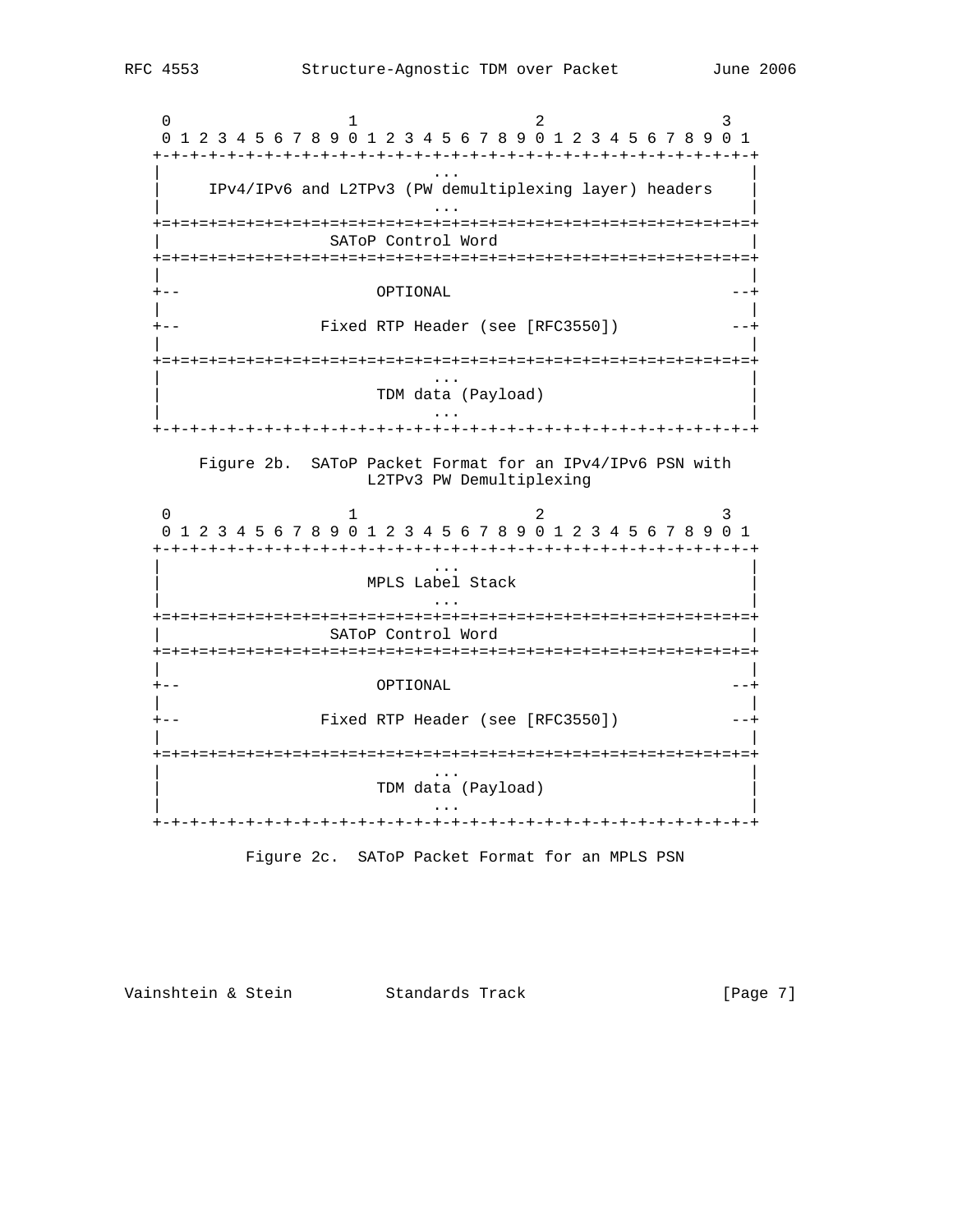```
    0                   1                   2                   3
    0 1 2 3 4 5 6 7 8 9 0 1 2 3 4 5 6 7 8 9 0 1 2 3 4 5 6 7 8 9 0 1
   +-+-+-+-+-+-+-+-+-+-+-+-+-+-+-+-+-+-+-+-+-+-+-+-+-+-+-+-+-+-+-+-+
   |                              ...                              |
   |     IPv4/IPv6 and L2TPv3 (PW demultiplexing layer) headers    |
   |                              ...                              |
   +=+=+=+=+=+=+=+=+=+=+=+=+=+=+=+=+=+=+=+=+=+=+=+=+=+=+=+=+=+=+=+=+
   |                  SAToP Control Word                           |
   +=+=+=+=+=+=+=+=+=+=+=+=+=+=+=+=+=+=+=+=+=+=+=+=+=+=+=+=+=+=+=+=+
   |                                                               |
   +--                       OPTIONAL                            --+
   |                                                               |
   +--                Fixed RTP Header (see [RFC3550])           --+
   |                                                               |
   +=+=+=+=+=+=+=+=+=+=+=+=+=+=+=+=+=+=+=+=+=+=+=+=+=+=+=+=+=+=+=+=+
   |                              ...                              |
   |                       TDM data (Payload)                      |
   |                              ...                              |
   +-+-+-+-+-+-+-+-+-+-+-+-+-+-+-+-+-+-+-+-+-+-+-+-+-+-+-+-+-+-+-+-+
```

Figure 2b. SAToP Packet Format for an IPv4/IPv6 PSN with L2TPv3 PW Demultiplexing

```
    0                   1                   2                   3
    0 1 2 3 4 5 6 7 8 9 0 1 2 3 4 5 6 7 8 9 0 1 2 3 4 5 6 7 8 9 0 1
   +-+-+-+-+-+-+-+-+-+-+-+-+-+-+-+-+-+-+-+-+-+-+-+-+-+-+-+-+-+-+-+-+
   |                              ...                              |
   |                      MPLS Label Stack                         |
   |                              ...                              |
   +=+=+=+=+=+=+=+=+=+=+=+=+=+=+=+=+=+=+=+=+=+=+=+=+=+=+=+=+=+=+=+=+
   |                  SAToP Control Word                           |
   +=+=+=+=+=+=+=+=+=+=+=+=+=+=+=+=+=+=+=+=+=+=+=+=+=+=+=+=+=+=+=+=+
   |                                                               |
   +--                       OPTIONAL                            --+
   |                                                               |
   +--                Fixed RTP Header (see [RFC3550])           --+
   |                                                               |
   +=+=+=+=+=+=+=+=+=+=+=+=+=+=+=+=+=+=+=+=+=+=+=+=+=+=+=+=+=+=+=+=+
   |                              ...                              |
   |                       TDM data (Payload)                      |
   |                              ...                              |
   +-+-+-+-+-+-+-+-+-+-+-+-+-+-+-+-+-+-+-+-+-+-+-+-+-+-+-+-+-+-+-+-+
```

Figure 2c. SAToP Packet Format for an MPLS PSN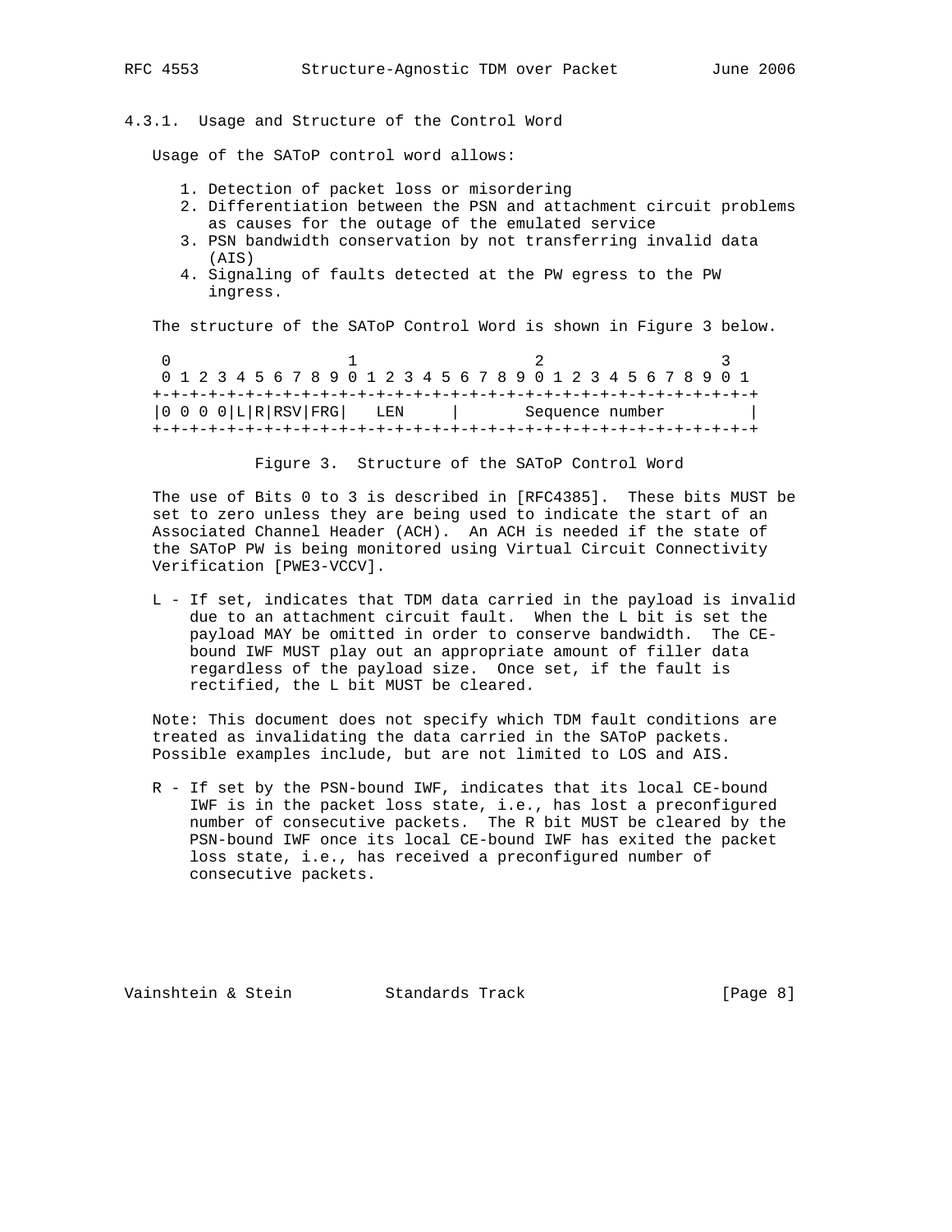### 4.3.1. Usage and Structure of the Control Word

Usage of the SAToP control word allows:

1. Detection of packet loss or misordering
2. Differentiation between the PSN and attachment circuit problems as causes for the outage of the emulated service
3. PSN bandwidth conservation by not transferring invalid data (AIS)
4. Signaling of faults detected at the PW egress to the PW ingress.

The structure of the SAToP Control Word is shown in Figure 3 below.

```
 0                   1                   2                   3
 0 1 2 3 4 5 6 7 8 9 0 1 2 3 4 5 6 7 8 9 0 1 2 3 4 5 6 7 8 9 0 1
+-+-+-+-+-+-+-+-+-+-+-+-+-+-+-+-+-+-+-+-+-+-+-+-+-+-+-+-+-+-+-+-+
|0 0 0 0|L|R|RSV|FRG|   LEN     |       Sequence number         |
+-+-+-+-+-+-+-+-+-+-+-+-+-+-+-+-+-+-+-+-+-+-+-+-+-+-+-+-+-+-+-+-+
```

Figure 3. Structure of the SAToP Control Word

The use of Bits 0 to 3 is described in [RFC4385]. These bits MUST be set to zero unless they are being used to indicate the start of an Associated Channel Header (ACH). An ACH is needed if the state of the SAToP PW is being monitored using Virtual Circuit Connectivity Verification [PWE3-VCCV].

L - If set, indicates that TDM data carried in the payload is invalid due to an attachment circuit fault. When the L bit is set the payload MAY be omitted in order to conserve bandwidth. The CE-bound IWF MUST play out an appropriate amount of filler data regardless of the payload size. Once set, if the fault is rectified, the L bit MUST be cleared.

Note: This document does not specify which TDM fault conditions are treated as invalidating the data carried in the SAToP packets. Possible examples include, but are not limited to LOS and AIS.

R - If set by the PSN-bound IWF, indicates that its local CE-bound IWF is in the packet loss state, i.e., has lost a preconfigured number of consecutive packets. The R bit MUST be cleared by the PSN-bound IWF once its local CE-bound IWF has exited the packet loss state, i.e., has received a preconfigured number of consecutive packets.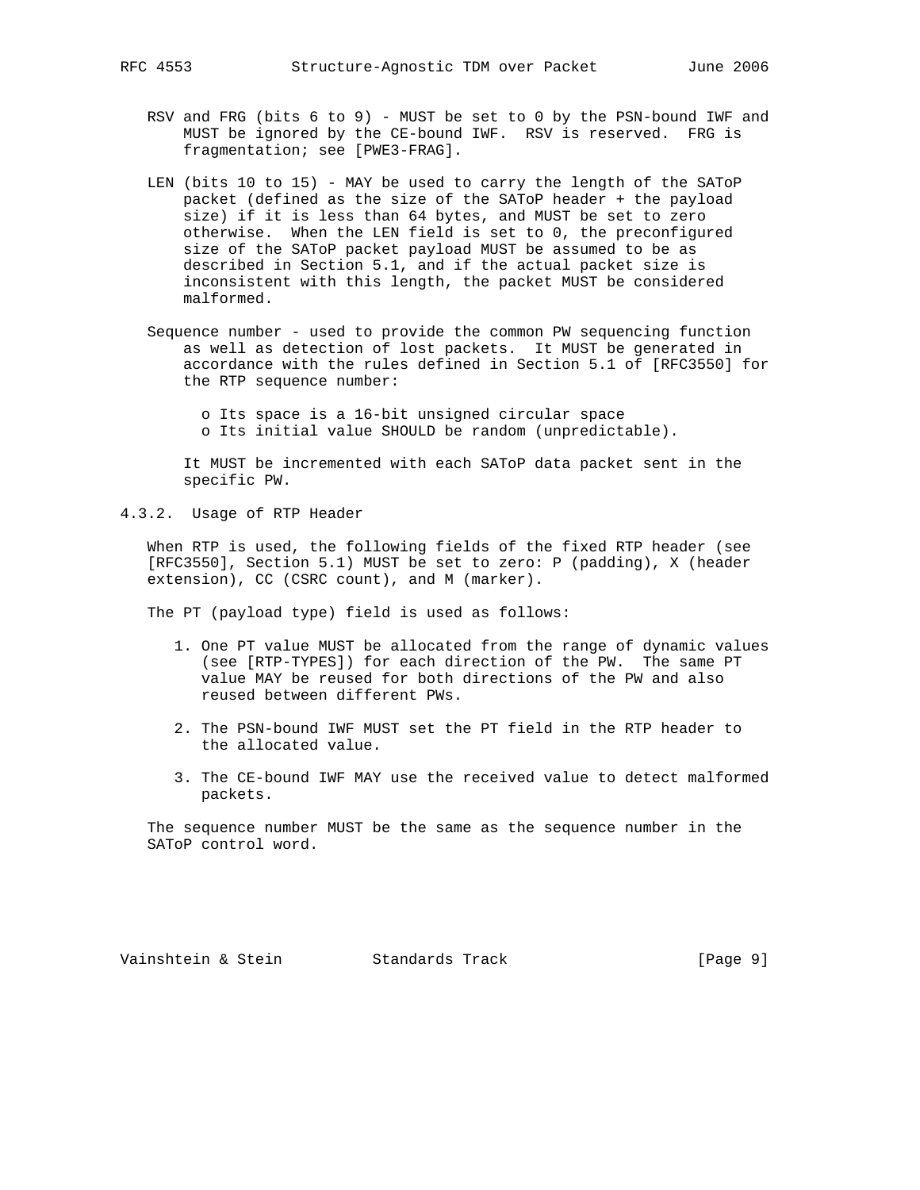RSV and FRG (bits 6 to 9) - MUST be set to 0 by the PSN-bound IWF and MUST be ignored by the CE-bound IWF. RSV is reserved. FRG is fragmentation; see [PWE3-FRAG].

LEN (bits 10 to 15) - MAY be used to carry the length of the SAToP packet (defined as the size of the SAToP header + the payload size) if it is less than 64 bytes, and MUST be set to zero otherwise. When the LEN field is set to 0, the preconfigured size of the SAToP packet payload MUST be assumed to be as described in Section 5.1, and if the actual packet size is inconsistent with this length, the packet MUST be considered malformed.

Sequence number - used to provide the common PW sequencing function as well as detection of lost packets. It MUST be generated in accordance with the rules defined in Section 5.1 of [RFC3550] for the RTP sequence number:

- Its space is a 16-bit unsigned circular space
- Its initial value SHOULD be random (unpredictable).

It MUST be incremented with each SAToP data packet sent in the specific PW.

### 4.3.2. Usage of RTP Header

When RTP is used, the following fields of the fixed RTP header (see [RFC3550], Section 5.1) MUST be set to zero: P (padding), X (header extension), CC (CSRC count), and M (marker).

The PT (payload type) field is used as follows:

1. One PT value MUST be allocated from the range of dynamic values (see [RTP-TYPES]) for each direction of the PW. The same PT value MAY be reused for both directions of the PW and also reused between different PWs.
2. The PSN-bound IWF MUST set the PT field in the RTP header to the allocated value.
3. The CE-bound IWF MAY use the received value to detect malformed packets.

The sequence number MUST be the same as the sequence number in the SAToP control word.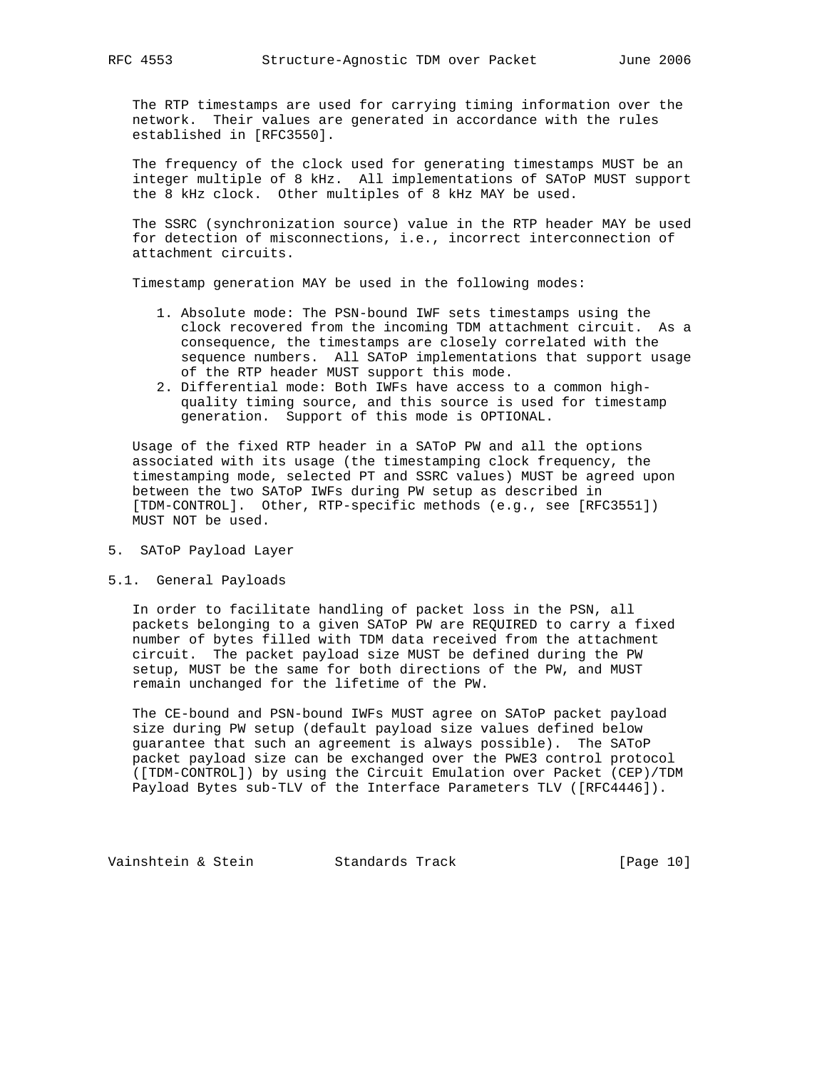The RTP timestamps are used for carrying timing information over the network. Their values are generated in accordance with the rules established in [RFC3550].

The frequency of the clock used for generating timestamps MUST be an integer multiple of 8 kHz. All implementations of SAToP MUST support the 8 kHz clock. Other multiples of 8 kHz MAY be used.

The SSRC (synchronization source) value in the RTP header MAY be used for detection of misconnections, i.e., incorrect interconnection of attachment circuits.

Timestamp generation MAY be used in the following modes:

1. Absolute mode: The PSN-bound IWF sets timestamps using the clock recovered from the incoming TDM attachment circuit. As a consequence, the timestamps are closely correlated with the sequence numbers. All SAToP implementations that support usage of the RTP header MUST support this mode.
2. Differential mode: Both IWFs have access to a common high-quality timing source, and this source is used for timestamp generation. Support of this mode is OPTIONAL.

Usage of the fixed RTP header in a SAToP PW and all the options associated with its usage (the timestamping clock frequency, the timestamping mode, selected PT and SSRC values) MUST be agreed upon between the two SAToP IWFs during PW setup as described in [TDM-CONTROL]. Other, RTP-specific methods (e.g., see [RFC3551]) MUST NOT be used.

## 5. SAToP Payload Layer

### 5.1. General Payloads

In order to facilitate handling of packet loss in the PSN, all packets belonging to a given SAToP PW are REQUIRED to carry a fixed number of bytes filled with TDM data received from the attachment circuit. The packet payload size MUST be defined during the PW setup, MUST be the same for both directions of the PW, and MUST remain unchanged for the lifetime of the PW.

The CE-bound and PSN-bound IWFs MUST agree on SAToP packet payload size during PW setup (default payload size values defined below guarantee that such an agreement is always possible). The SAToP packet payload size can be exchanged over the PWE3 control protocol ([TDM-CONTROL]) by using the Circuit Emulation over Packet (CEP)/TDM Payload Bytes sub-TLV of the Interface Parameters TLV ([RFC4446]).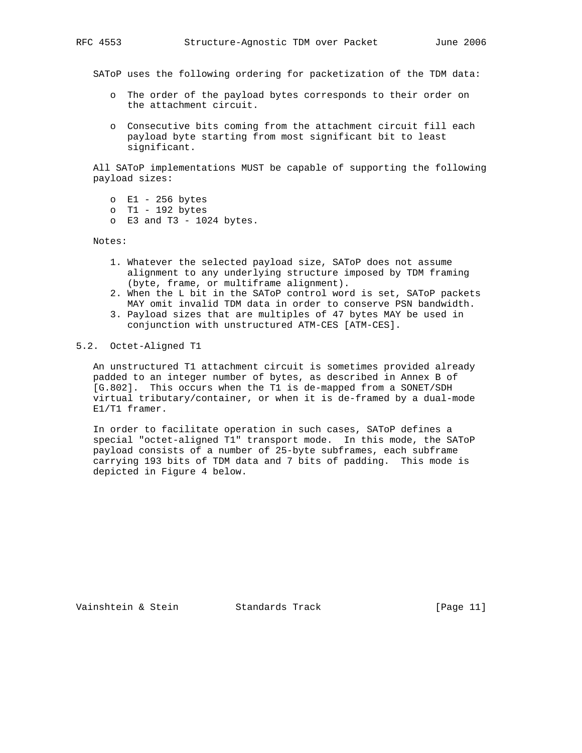SAToP uses the following ordering for packetization of the TDM data:

- The order of the payload bytes corresponds to their order on the attachment circuit.
- Consecutive bits coming from the attachment circuit fill each payload byte starting from most significant bit to least significant.

All SAToP implementations MUST be capable of supporting the following payload sizes:

- E1 - 256 bytes
- T1 - 192 bytes
- E3 and T3 - 1024 bytes.

Notes:

1. Whatever the selected payload size, SAToP does not assume alignment to any underlying structure imposed by TDM framing (byte, frame, or multiframe alignment).
2. When the L bit in the SAToP control word is set, SAToP packets MAY omit invalid TDM data in order to conserve PSN bandwidth.
3. Payload sizes that are multiples of 47 bytes MAY be used in conjunction with unstructured ATM-CES [ATM-CES].

## 5.2. Octet-Aligned T1

An unstructured T1 attachment circuit is sometimes provided already padded to an integer number of bytes, as described in Annex B of [G.802]. This occurs when the T1 is de-mapped from a SONET/SDH virtual tributary/container, or when it is de-framed by a dual-mode E1/T1 framer.

In order to facilitate operation in such cases, SAToP defines a special "octet-aligned T1" transport mode. In this mode, the SAToP payload consists of a number of 25-byte subframes, each subframe carrying 193 bits of TDM data and 7 bits of padding. This mode is depicted in Figure 4 below.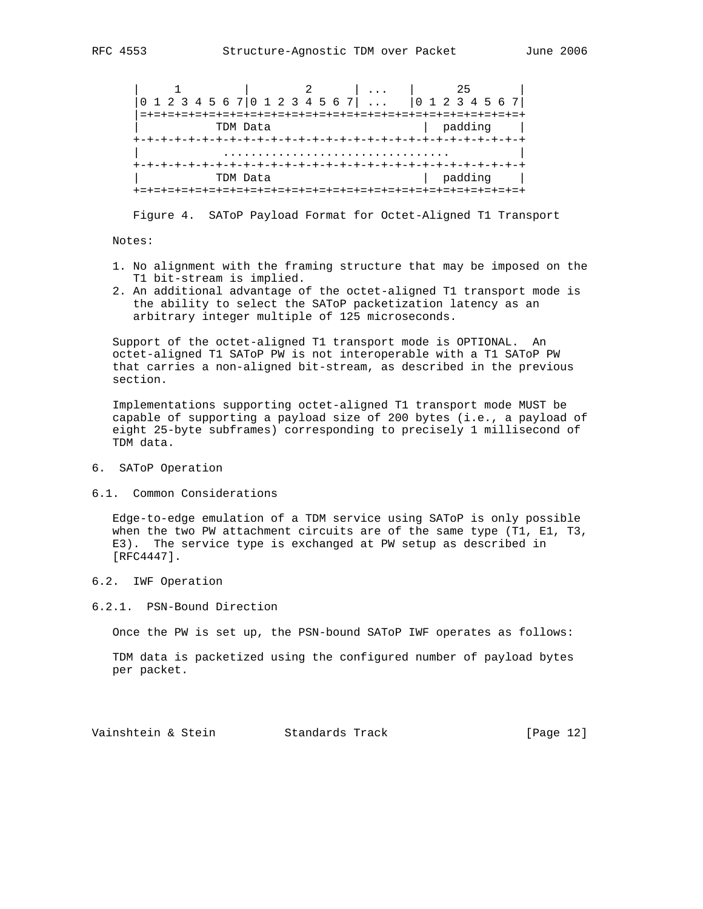```
   |     1          |        2       | ...   |      25        |
   |0 1 2 3 4 5 6 7|0 1 2 3 4 5 6 7| ...   |0 1 2 3 4 5 6 7|
   |=+=+=+=+=+=+=+=+=+=+=+=+=+=+=+=+=+=+=+=+=+=+=+=+=+=+=+=+=+=+=+=+
   |           TDM Data                     |  padding    |
   +-+-+-+-+-+-+-+-+-+-+-+-+-+-+-+-+-+-+-+-+-+-+-+-+-+-+-+-+-+-+-+-+
   |          ................................               |
   +-+-+-+-+-+-+-+-+-+-+-+-+-+-+-+-+-+-+-+-+-+-+-+-+-+-+-+-+-+-+-+-+
   |           TDM Data                     |  padding    |
   +=+=+=+=+=+=+=+=+=+=+=+=+=+=+=+=+=+=+=+=+=+=+=+=+=+=+=+=+=+=+=+=+
```

Figure 4. SAToP Payload Format for Octet-Aligned T1 Transport

Notes:

1. No alignment with the framing structure that may be imposed on the T1 bit-stream is implied.
2. An additional advantage of the octet-aligned T1 transport mode is the ability to select the SAToP packetization latency as an arbitrary integer multiple of 125 microseconds.

Support of the octet-aligned T1 transport mode is OPTIONAL. An octet-aligned T1 SAToP PW is not interoperable with a T1 SAToP PW that carries a non-aligned bit-stream, as described in the previous section.

Implementations supporting octet-aligned T1 transport mode MUST be capable of supporting a payload size of 200 bytes (i.e., a payload of eight 25-byte subframes) corresponding to precisely 1 millisecond of TDM data.

# 6. SAToP Operation

## 6.1. Common Considerations

Edge-to-edge emulation of a TDM service using SAToP is only possible when the two PW attachment circuits are of the same type (T1, E1, T3, E3). The service type is exchanged at PW setup as described in [RFC4447].

## 6.2. IWF Operation

### 6.2.1. PSN-Bound Direction

Once the PW is set up, the PSN-bound SAToP IWF operates as follows:

TDM data is packetized using the configured number of payload bytes per packet.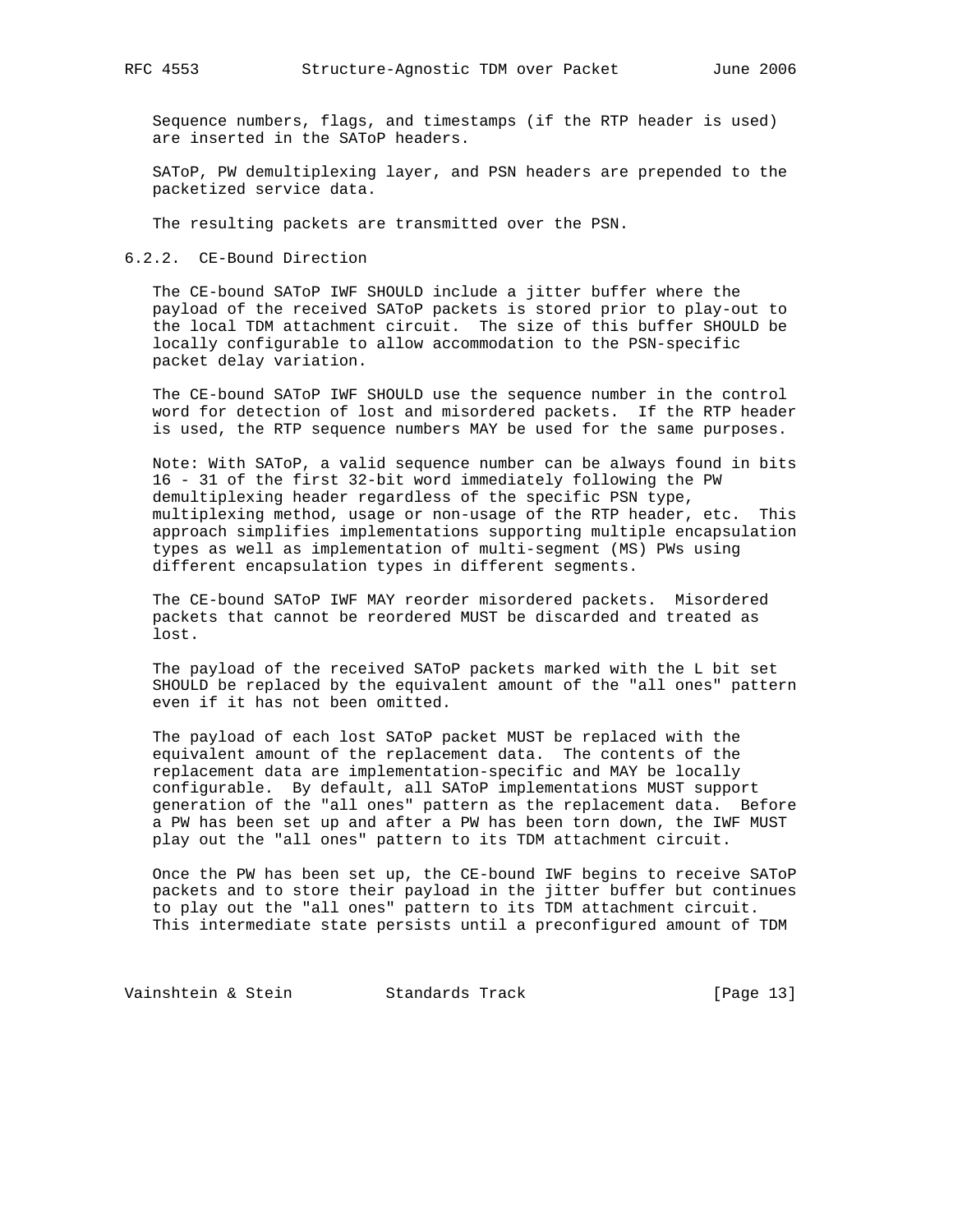Sequence numbers, flags, and timestamps (if the RTP header is used) are inserted in the SAToP headers.

SAToP, PW demultiplexing layer, and PSN headers are prepended to the packetized service data.

The resulting packets are transmitted over the PSN.

### 6.2.2. CE-Bound Direction

The CE-bound SAToP IWF SHOULD include a jitter buffer where the payload of the received SAToP packets is stored prior to play-out to the local TDM attachment circuit. The size of this buffer SHOULD be locally configurable to allow accommodation to the PSN-specific packet delay variation.

The CE-bound SAToP IWF SHOULD use the sequence number in the control word for detection of lost and misordered packets. If the RTP header is used, the RTP sequence numbers MAY be used for the same purposes.

Note: With SAToP, a valid sequence number can be always found in bits 16 - 31 of the first 32-bit word immediately following the PW demultiplexing header regardless of the specific PSN type, multiplexing method, usage or non-usage of the RTP header, etc. This approach simplifies implementations supporting multiple encapsulation types as well as implementation of multi-segment (MS) PWs using different encapsulation types in different segments.

The CE-bound SAToP IWF MAY reorder misordered packets. Misordered packets that cannot be reordered MUST be discarded and treated as lost.

The payload of the received SAToP packets marked with the L bit set SHOULD be replaced by the equivalent amount of the "all ones" pattern even if it has not been omitted.

The payload of each lost SAToP packet MUST be replaced with the equivalent amount of the replacement data. The contents of the replacement data are implementation-specific and MAY be locally configurable. By default, all SAToP implementations MUST support generation of the "all ones" pattern as the replacement data. Before a PW has been set up and after a PW has been torn down, the IWF MUST play out the "all ones" pattern to its TDM attachment circuit.

Once the PW has been set up, the CE-bound IWF begins to receive SAToP packets and to store their payload in the jitter buffer but continues to play out the "all ones" pattern to its TDM attachment circuit. This intermediate state persists until a preconfigured amount of TDM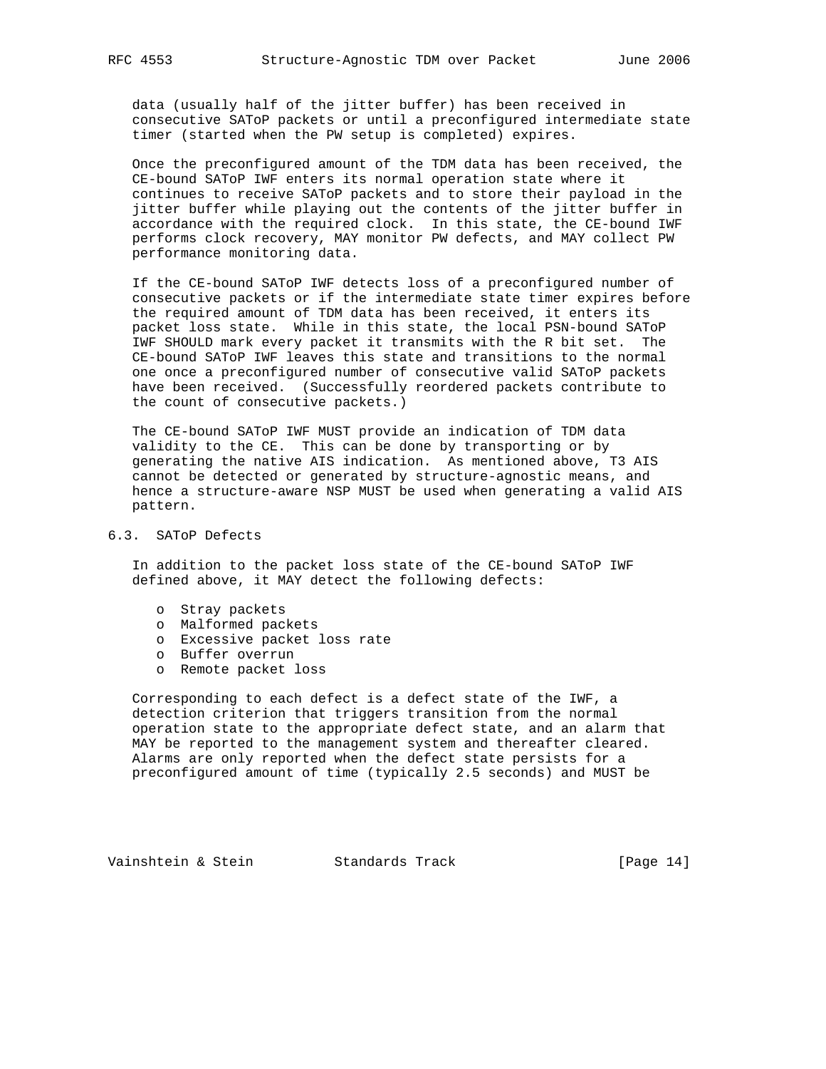data (usually half of the jitter buffer) has been received in consecutive SAToP packets or until a preconfigured intermediate state timer (started when the PW setup is completed) expires.

Once the preconfigured amount of the TDM data has been received, the CE-bound SAToP IWF enters its normal operation state where it continues to receive SAToP packets and to store their payload in the jitter buffer while playing out the contents of the jitter buffer in accordance with the required clock. In this state, the CE-bound IWF performs clock recovery, MAY monitor PW defects, and MAY collect PW performance monitoring data.

If the CE-bound SAToP IWF detects loss of a preconfigured number of consecutive packets or if the intermediate state timer expires before the required amount of TDM data has been received, it enters its packet loss state. While in this state, the local PSN-bound SAToP IWF SHOULD mark every packet it transmits with the R bit set. The CE-bound SAToP IWF leaves this state and transitions to the normal one once a preconfigured number of consecutive valid SAToP packets have been received. (Successfully reordered packets contribute to the count of consecutive packets.)

The CE-bound SAToP IWF MUST provide an indication of TDM data validity to the CE. This can be done by transporting or by generating the native AIS indication. As mentioned above, T3 AIS cannot be detected or generated by structure-agnostic means, and hence a structure-aware NSP MUST be used when generating a valid AIS pattern.

### 6.3. SAToP Defects

In addition to the packet loss state of the CE-bound SAToP IWF defined above, it MAY detect the following defects:

- Stray packets
- Malformed packets
- Excessive packet loss rate
- Buffer overrun
- Remote packet loss

Corresponding to each defect is a defect state of the IWF, a detection criterion that triggers transition from the normal operation state to the appropriate defect state, and an alarm that MAY be reported to the management system and thereafter cleared. Alarms are only reported when the defect state persists for a preconfigured amount of time (typically 2.5 seconds) and MUST be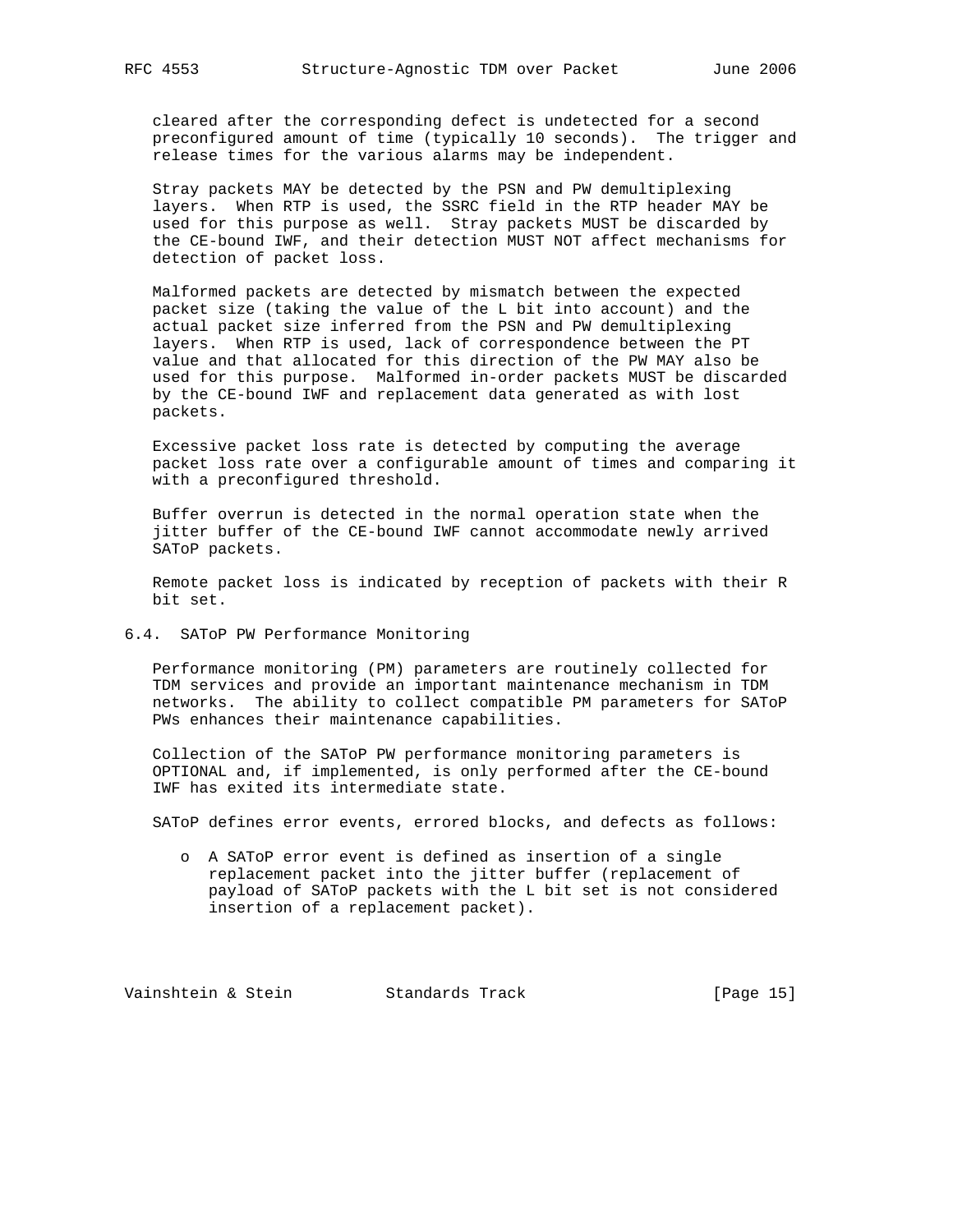cleared after the corresponding defect is undetected for a second preconfigured amount of time (typically 10 seconds). The trigger and release times for the various alarms may be independent.

Stray packets MAY be detected by the PSN and PW demultiplexing layers. When RTP is used, the SSRC field in the RTP header MAY be used for this purpose as well. Stray packets MUST be discarded by the CE-bound IWF, and their detection MUST NOT affect mechanisms for detection of packet loss.

Malformed packets are detected by mismatch between the expected packet size (taking the value of the L bit into account) and the actual packet size inferred from the PSN and PW demultiplexing layers. When RTP is used, lack of correspondence between the PT value and that allocated for this direction of the PW MAY also be used for this purpose. Malformed in-order packets MUST be discarded by the CE-bound IWF and replacement data generated as with lost packets.

Excessive packet loss rate is detected by computing the average packet loss rate over a configurable amount of times and comparing it with a preconfigured threshold.

Buffer overrun is detected in the normal operation state when the jitter buffer of the CE-bound IWF cannot accommodate newly arrived SAToP packets.

Remote packet loss is indicated by reception of packets with their R bit set.

## 6.4. SAToP PW Performance Monitoring

Performance monitoring (PM) parameters are routinely collected for TDM services and provide an important maintenance mechanism in TDM networks. The ability to collect compatible PM parameters for SAToP PWs enhances their maintenance capabilities.

Collection of the SAToP PW performance monitoring parameters is OPTIONAL and, if implemented, is only performed after the CE-bound IWF has exited its intermediate state.

SAToP defines error events, errored blocks, and defects as follows:

- A SAToP error event is defined as insertion of a single replacement packet into the jitter buffer (replacement of payload of SAToP packets with the L bit set is not considered insertion of a replacement packet).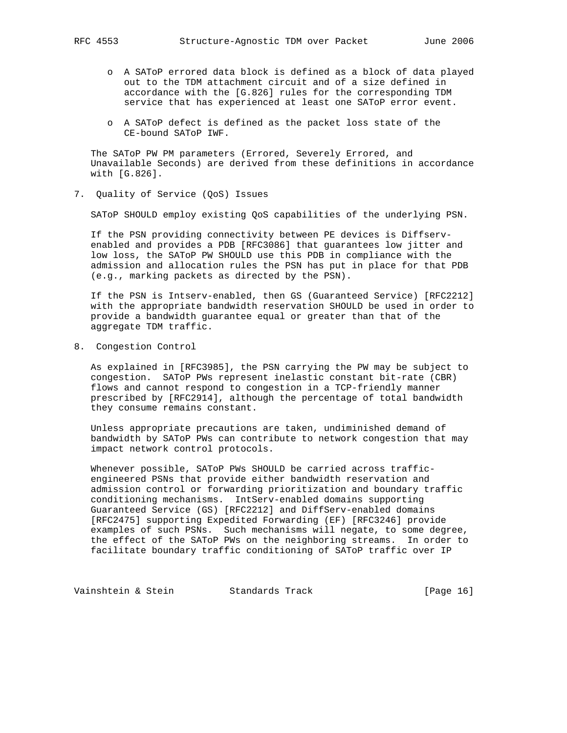- A SAToP errored data block is defined as a block of data played out to the TDM attachment circuit and of a size defined in accordance with the [G.826] rules for the corresponding TDM service that has experienced at least one SAToP error event.

- A SAToP defect is defined as the packet loss state of the CE-bound SAToP IWF.

The SAToP PW PM parameters (Errored, Severely Errored, and Unavailable Seconds) are derived from these definitions in accordance with [G.826].

## 7. Quality of Service (QoS) Issues

SAToP SHOULD employ existing QoS capabilities of the underlying PSN.

If the PSN providing connectivity between PE devices is Diffserv-enabled and provides a PDB [RFC3086] that guarantees low jitter and low loss, the SAToP PW SHOULD use this PDB in compliance with the admission and allocation rules the PSN has put in place for that PDB (e.g., marking packets as directed by the PSN).

If the PSN is Intserv-enabled, then GS (Guaranteed Service) [RFC2212] with the appropriate bandwidth reservation SHOULD be used in order to provide a bandwidth guarantee equal or greater than that of the aggregate TDM traffic.

## 8. Congestion Control

As explained in [RFC3985], the PSN carrying the PW may be subject to congestion. SAToP PWs represent inelastic constant bit-rate (CBR) flows and cannot respond to congestion in a TCP-friendly manner prescribed by [RFC2914], although the percentage of total bandwidth they consume remains constant.

Unless appropriate precautions are taken, undiminished demand of bandwidth by SAToP PWs can contribute to network congestion that may impact network control protocols.

Whenever possible, SAToP PWs SHOULD be carried across traffic-engineered PSNs that provide either bandwidth reservation and admission control or forwarding prioritization and boundary traffic conditioning mechanisms. IntServ-enabled domains supporting Guaranteed Service (GS) [RFC2212] and DiffServ-enabled domains [RFC2475] supporting Expedited Forwarding (EF) [RFC3246] provide examples of such PSNs. Such mechanisms will negate, to some degree, the effect of the SAToP PWs on the neighboring streams. In order to facilitate boundary traffic conditioning of SAToP traffic over IP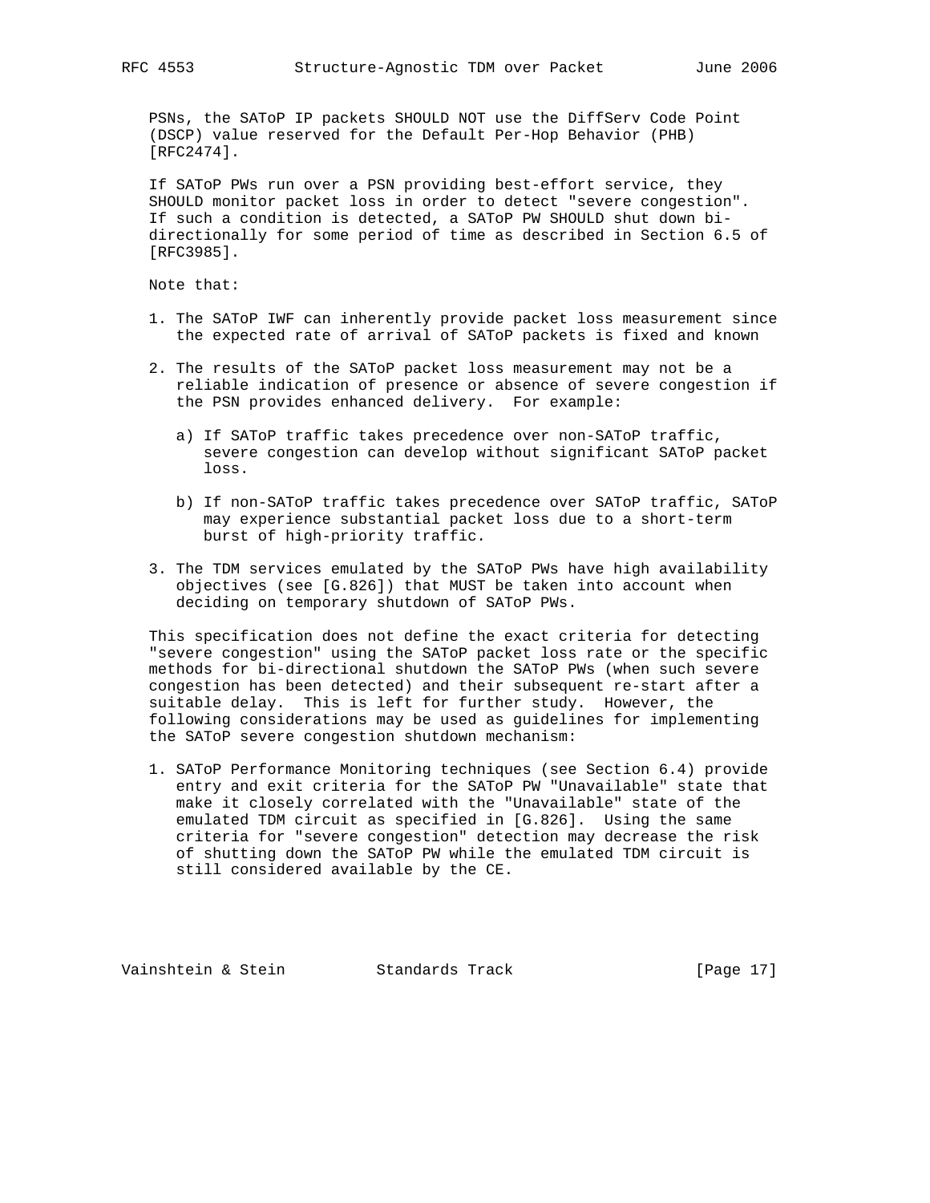PSNs, the SAToP IP packets SHOULD NOT use the DiffServ Code Point (DSCP) value reserved for the Default Per-Hop Behavior (PHB) [RFC2474].

If SAToP PWs run over a PSN providing best-effort service, they SHOULD monitor packet loss in order to detect "severe congestion". If such a condition is detected, a SAToP PW SHOULD shut down bi-directionally for some period of time as described in Section 6.5 of [RFC3985].

Note that:

1. The SAToP IWF can inherently provide packet loss measurement since the expected rate of arrival of SAToP packets is fixed and known

2. The results of the SAToP packet loss measurement may not be a reliable indication of presence or absence of severe congestion if the PSN provides enhanced delivery. For example:

   a) If SAToP traffic takes precedence over non-SAToP traffic, severe congestion can develop without significant SAToP packet loss.

   b) If non-SAToP traffic takes precedence over SAToP traffic, SAToP may experience substantial packet loss due to a short-term burst of high-priority traffic.

3. The TDM services emulated by the SAToP PWs have high availability objectives (see [G.826]) that MUST be taken into account when deciding on temporary shutdown of SAToP PWs.

This specification does not define the exact criteria for detecting "severe congestion" using the SAToP packet loss rate or the specific methods for bi-directional shutdown the SAToP PWs (when such severe congestion has been detected) and their subsequent re-start after a suitable delay. This is left for further study. However, the following considerations may be used as guidelines for implementing the SAToP severe congestion shutdown mechanism:

1. SAToP Performance Monitoring techniques (see Section 6.4) provide entry and exit criteria for the SAToP PW "Unavailable" state that make it closely correlated with the "Unavailable" state of the emulated TDM circuit as specified in [G.826]. Using the same criteria for "severe congestion" detection may decrease the risk of shutting down the SAToP PW while the emulated TDM circuit is still considered available by the CE.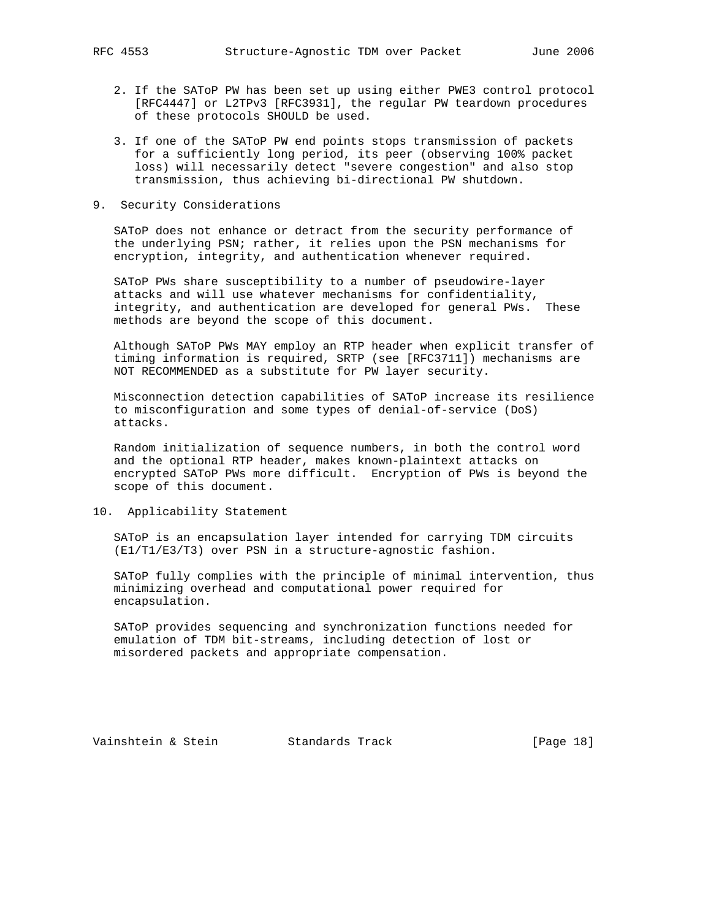2. If the SAToP PW has been set up using either PWE3 control protocol [RFC4447] or L2TPv3 [RFC3931], the regular PW teardown procedures of these protocols SHOULD be used.

3. If one of the SAToP PW end points stops transmission of packets for a sufficiently long period, its peer (observing 100% packet loss) will necessarily detect "severe congestion" and also stop transmission, thus achieving bi-directional PW shutdown.

## 9. Security Considerations

SAToP does not enhance or detract from the security performance of the underlying PSN; rather, it relies upon the PSN mechanisms for encryption, integrity, and authentication whenever required.

SAToP PWs share susceptibility to a number of pseudowire-layer attacks and will use whatever mechanisms for confidentiality, integrity, and authentication are developed for general PWs. These methods are beyond the scope of this document.

Although SAToP PWs MAY employ an RTP header when explicit transfer of timing information is required, SRTP (see [RFC3711]) mechanisms are NOT RECOMMENDED as a substitute for PW layer security.

Misconnection detection capabilities of SAToP increase its resilience to misconfiguration and some types of denial-of-service (DoS) attacks.

Random initialization of sequence numbers, in both the control word and the optional RTP header, makes known-plaintext attacks on encrypted SAToP PWs more difficult. Encryption of PWs is beyond the scope of this document.

## 10. Applicability Statement

SAToP is an encapsulation layer intended for carrying TDM circuits (E1/T1/E3/T3) over PSN in a structure-agnostic fashion.

SAToP fully complies with the principle of minimal intervention, thus minimizing overhead and computational power required for encapsulation.

SAToP provides sequencing and synchronization functions needed for emulation of TDM bit-streams, including detection of lost or misordered packets and appropriate compensation.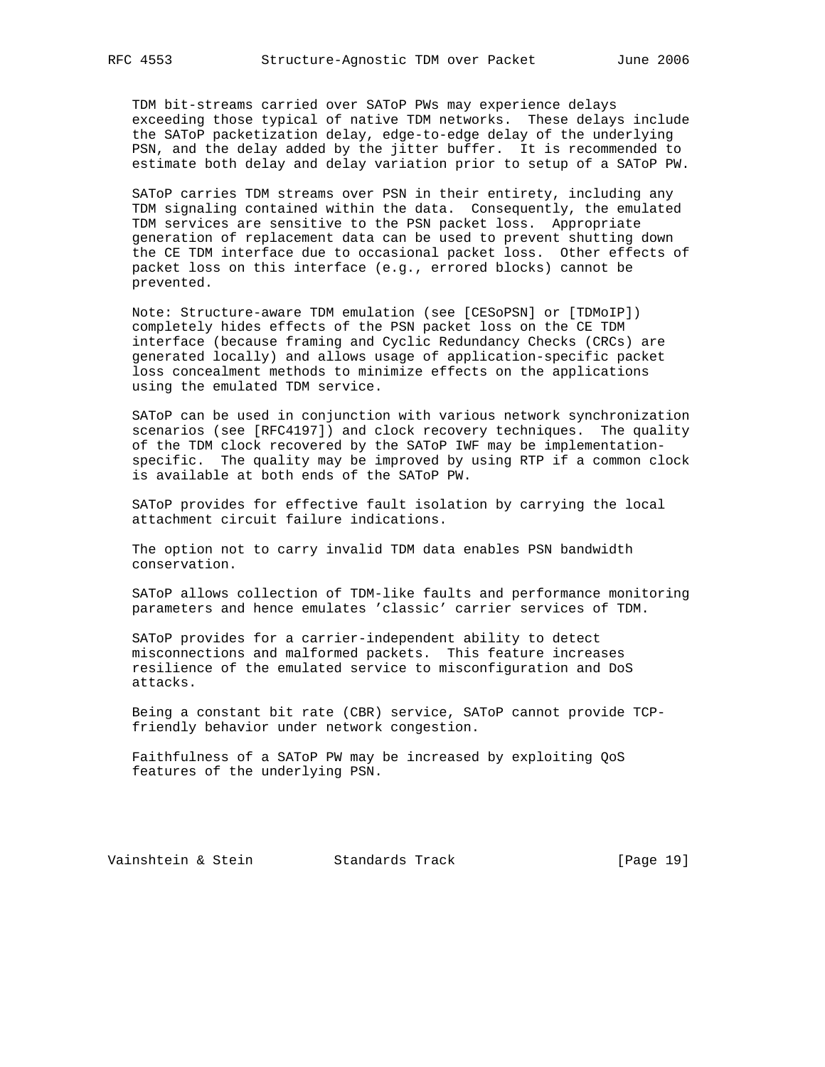TDM bit-streams carried over SAToP PWs may experience delays exceeding those typical of native TDM networks. These delays include the SAToP packetization delay, edge-to-edge delay of the underlying PSN, and the delay added by the jitter buffer. It is recommended to estimate both delay and delay variation prior to setup of a SAToP PW.

SAToP carries TDM streams over PSN in their entirety, including any TDM signaling contained within the data. Consequently, the emulated TDM services are sensitive to the PSN packet loss. Appropriate generation of replacement data can be used to prevent shutting down the CE TDM interface due to occasional packet loss. Other effects of packet loss on this interface (e.g., errored blocks) cannot be prevented.

Note: Structure-aware TDM emulation (see [CESoPSN] or [TDMoIP]) completely hides effects of the PSN packet loss on the CE TDM interface (because framing and Cyclic Redundancy Checks (CRCs) are generated locally) and allows usage of application-specific packet loss concealment methods to minimize effects on the applications using the emulated TDM service.

SAToP can be used in conjunction with various network synchronization scenarios (see [RFC4197]) and clock recovery techniques. The quality of the TDM clock recovered by the SAToP IWF may be implementation-specific. The quality may be improved by using RTP if a common clock is available at both ends of the SAToP PW.

SAToP provides for effective fault isolation by carrying the local attachment circuit failure indications.

The option not to carry invalid TDM data enables PSN bandwidth conservation.

SAToP allows collection of TDM-like faults and performance monitoring parameters and hence emulates 'classic' carrier services of TDM.

SAToP provides for a carrier-independent ability to detect misconnections and malformed packets. This feature increases resilience of the emulated service to misconfiguration and DoS attacks.

Being a constant bit rate (CBR) service, SAToP cannot provide TCP-friendly behavior under network congestion.

Faithfulness of a SAToP PW may be increased by exploiting QoS features of the underlying PSN.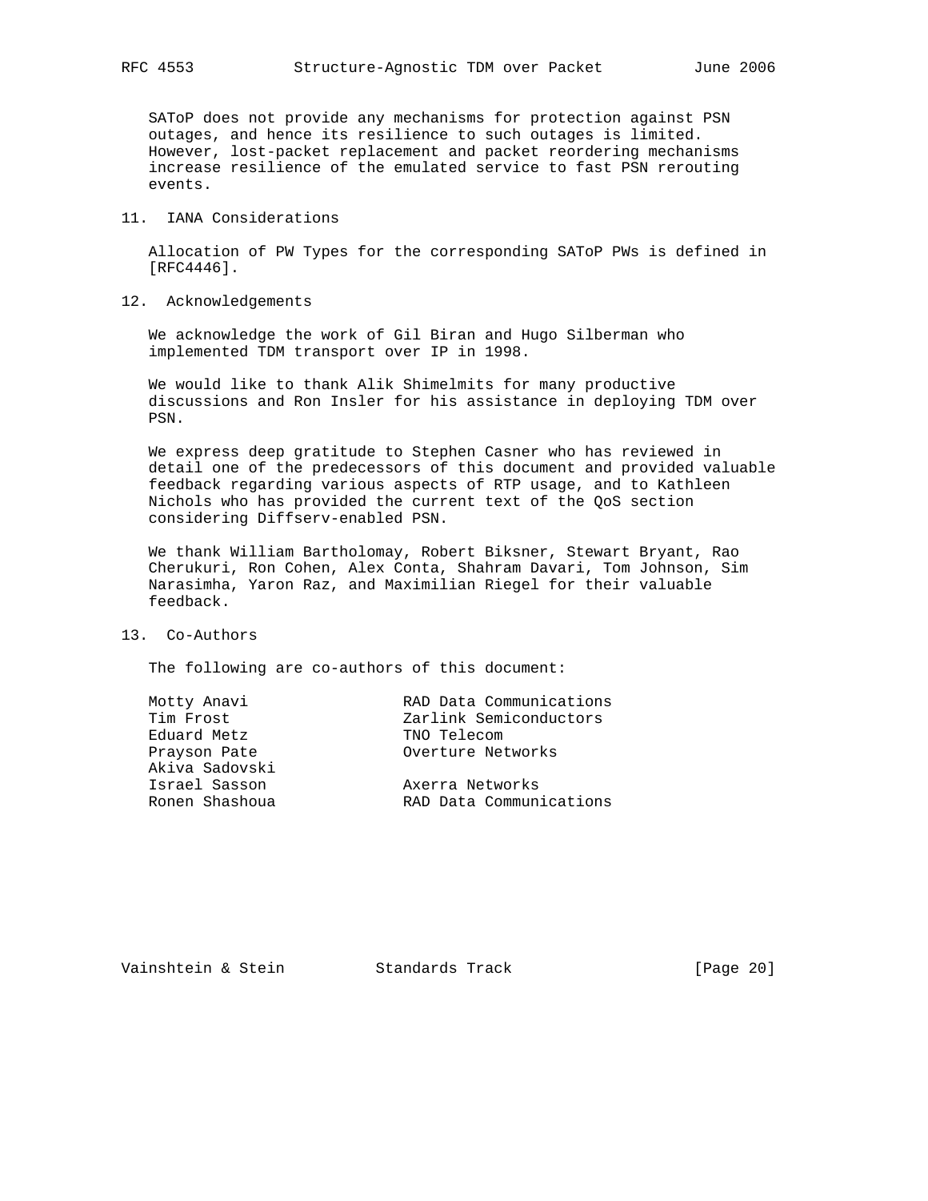SAToP does not provide any mechanisms for protection against PSN outages, and hence its resilience to such outages is limited. However, lost-packet replacement and packet reordering mechanisms increase resilience of the emulated service to fast PSN rerouting events.

## 11. IANA Considerations

Allocation of PW Types for the corresponding SAToP PWs is defined in [RFC4446].

## 12. Acknowledgements

We acknowledge the work of Gil Biran and Hugo Silberman who implemented TDM transport over IP in 1998.

We would like to thank Alik Shimelmits for many productive discussions and Ron Insler for his assistance in deploying TDM over PSN.

We express deep gratitude to Stephen Casner who has reviewed in detail one of the predecessors of this document and provided valuable feedback regarding various aspects of RTP usage, and to Kathleen Nichols who has provided the current text of the QoS section considering Diffserv-enabled PSN.

We thank William Bartholomay, Robert Biksner, Stewart Bryant, Rao Cherukuri, Ron Cohen, Alex Conta, Shahram Davari, Tom Johnson, Sim Narasimha, Yaron Raz, and Maximilian Riegel for their valuable feedback.

## 13. Co-Authors

The following are co-authors of this document:

```
Motty Anavi              RAD Data Communications
Tim Frost                Zarlink Semiconductors
Eduard Metz              TNO Telecom
Prayson Pate             Overture Networks
Akiva Sadovski
Israel Sasson            Axerra Networks
Ronen Shashoua           RAD Data Communications
```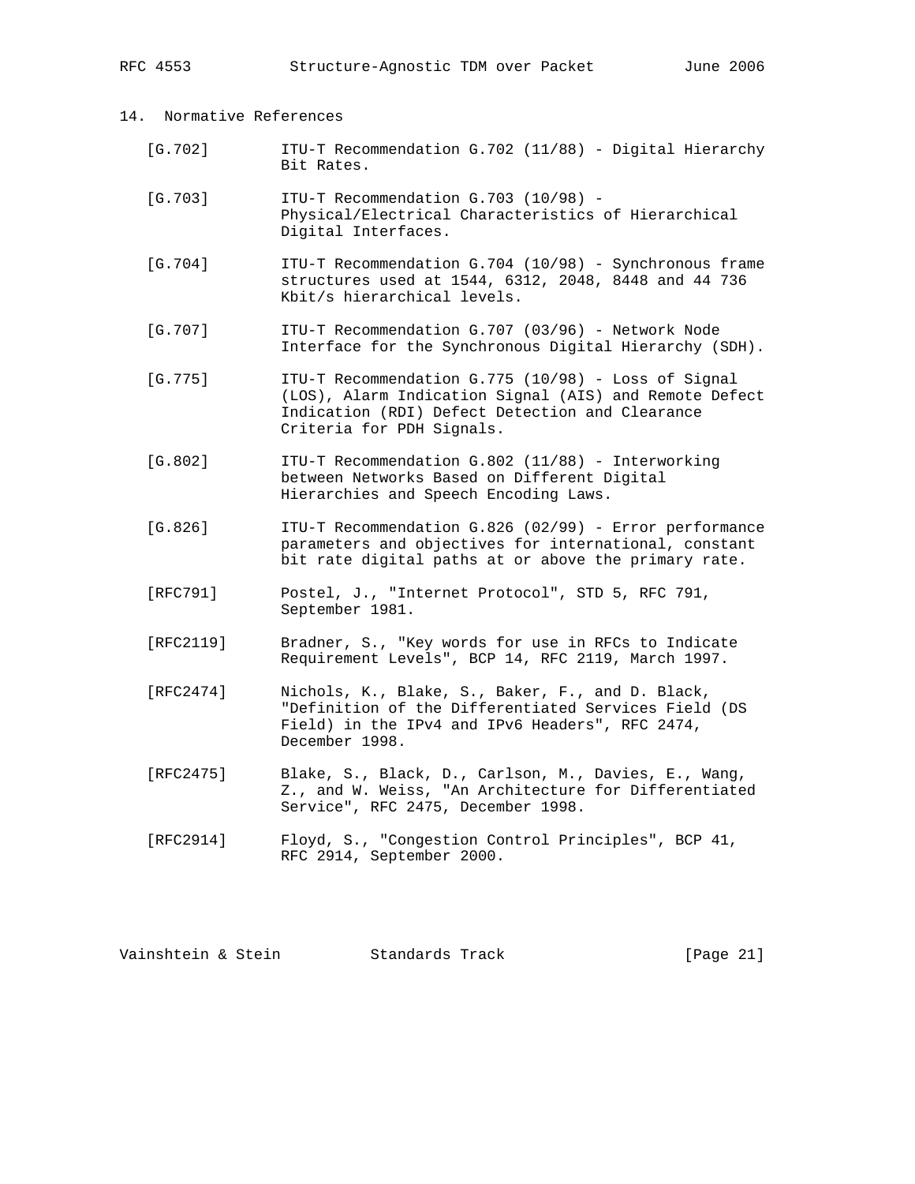## 14. Normative References

[G.702] ITU-T Recommendation G.702 (11/88) - Digital Hierarchy Bit Rates.

[G.703] ITU-T Recommendation G.703 (10/98) - Physical/Electrical Characteristics of Hierarchical Digital Interfaces.

[G.704] ITU-T Recommendation G.704 (10/98) - Synchronous frame structures used at 1544, 6312, 2048, 8448 and 44 736 Kbit/s hierarchical levels.

[G.707] ITU-T Recommendation G.707 (03/96) - Network Node Interface for the Synchronous Digital Hierarchy (SDH).

[G.775] ITU-T Recommendation G.775 (10/98) - Loss of Signal (LOS), Alarm Indication Signal (AIS) and Remote Defect Indication (RDI) Defect Detection and Clearance Criteria for PDH Signals.

[G.802] ITU-T Recommendation G.802 (11/88) - Interworking between Networks Based on Different Digital Hierarchies and Speech Encoding Laws.

[G.826] ITU-T Recommendation G.826 (02/99) - Error performance parameters and objectives for international, constant bit rate digital paths at or above the primary rate.

[RFC791] Postel, J., "Internet Protocol", STD 5, RFC 791, September 1981.

[RFC2119] Bradner, S., "Key words for use in RFCs to Indicate Requirement Levels", BCP 14, RFC 2119, March 1997.

[RFC2474] Nichols, K., Blake, S., Baker, F., and D. Black, "Definition of the Differentiated Services Field (DS Field) in the IPv4 and IPv6 Headers", RFC 2474, December 1998.

[RFC2475] Blake, S., Black, D., Carlson, M., Davies, E., Wang, Z., and W. Weiss, "An Architecture for Differentiated Service", RFC 2475, December 1998.

[RFC2914] Floyd, S., "Congestion Control Principles", BCP 41, RFC 2914, September 2000.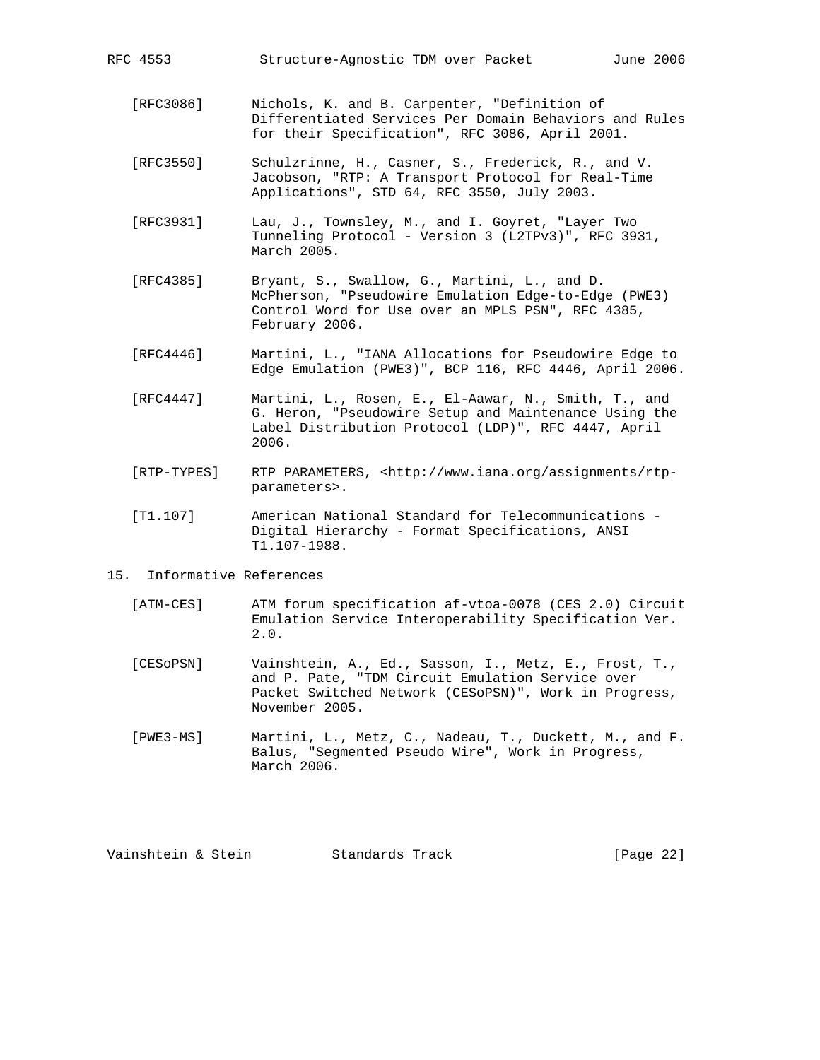[RFC3086] Nichols, K. and B. Carpenter, "Definition of Differentiated Services Per Domain Behaviors and Rules for their Specification", RFC 3086, April 2001.

[RFC3550] Schulzrinne, H., Casner, S., Frederick, R., and V. Jacobson, "RTP: A Transport Protocol for Real-Time Applications", STD 64, RFC 3550, July 2003.

[RFC3931] Lau, J., Townsley, M., and I. Goyret, "Layer Two Tunneling Protocol - Version 3 (L2TPv3)", RFC 3931, March 2005.

[RFC4385] Bryant, S., Swallow, G., Martini, L., and D. McPherson, "Pseudowire Emulation Edge-to-Edge (PWE3) Control Word for Use over an MPLS PSN", RFC 4385, February 2006.

[RFC4446] Martini, L., "IANA Allocations for Pseudowire Edge to Edge Emulation (PWE3)", BCP 116, RFC 4446, April 2006.

[RFC4447] Martini, L., Rosen, E., El-Aawar, N., Smith, T., and G. Heron, "Pseudowire Setup and Maintenance Using the Label Distribution Protocol (LDP)", RFC 4447, April 2006.

[RTP-TYPES] RTP PARAMETERS, <http://www.iana.org/assignments/rtp-parameters>.

[T1.107] American National Standard for Telecommunications - Digital Hierarchy - Format Specifications, ANSI T1.107-1988.

## 15. Informative References

[ATM-CES] ATM forum specification af-vtoa-0078 (CES 2.0) Circuit Emulation Service Interoperability Specification Ver. 2.0.

[CESoPSN] Vainshtein, A., Ed., Sasson, I., Metz, E., Frost, T., and P. Pate, "TDM Circuit Emulation Service over Packet Switched Network (CESoPSN)", Work in Progress, November 2005.

[PWE3-MS] Martini, L., Metz, C., Nadeau, T., Duckett, M., and F. Balus, "Segmented Pseudo Wire", Work in Progress, March 2006.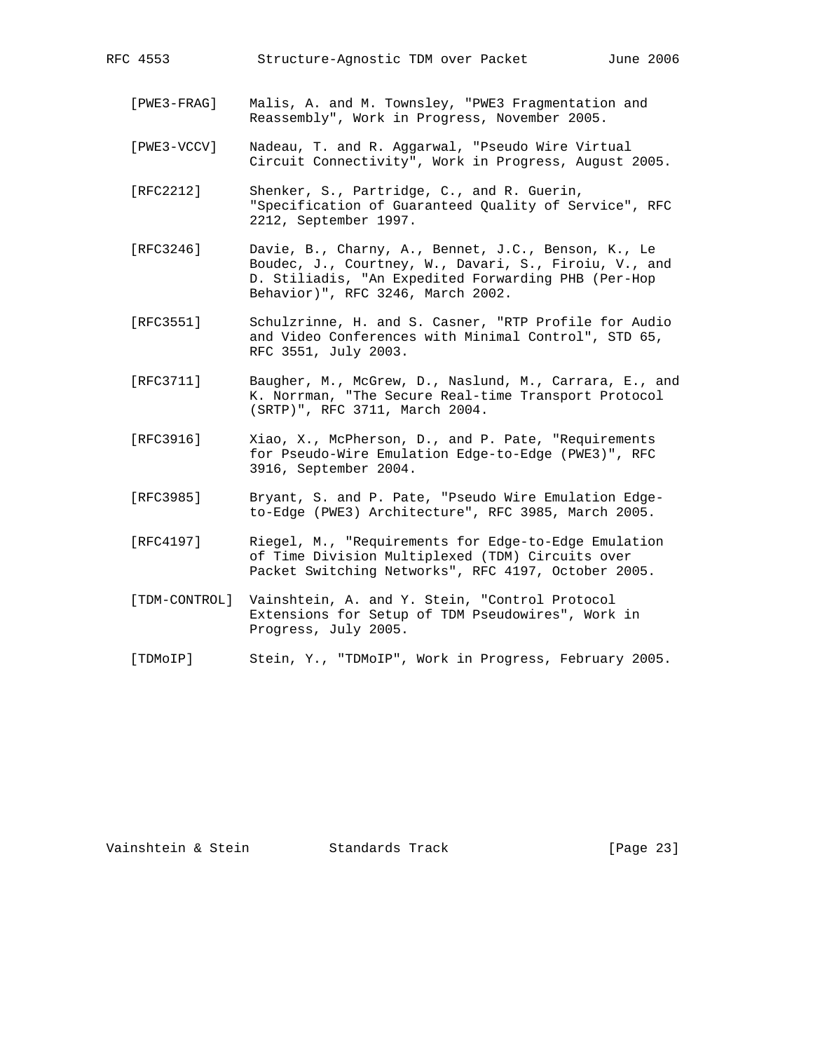[PWE3-FRAG] Malis, A. and M. Townsley, "PWE3 Fragmentation and Reassembly", Work in Progress, November 2005.

[PWE3-VCCV] Nadeau, T. and R. Aggarwal, "Pseudo Wire Virtual Circuit Connectivity", Work in Progress, August 2005.

[RFC2212] Shenker, S., Partridge, C., and R. Guerin, "Specification of Guaranteed Quality of Service", RFC 2212, September 1997.

[RFC3246] Davie, B., Charny, A., Bennet, J.C., Benson, K., Le Boudec, J., Courtney, W., Davari, S., Firoiu, V., and D. Stiliadis, "An Expedited Forwarding PHB (Per-Hop Behavior)", RFC 3246, March 2002.

[RFC3551] Schulzrinne, H. and S. Casner, "RTP Profile for Audio and Video Conferences with Minimal Control", STD 65, RFC 3551, July 2003.

[RFC3711] Baugher, M., McGrew, D., Naslund, M., Carrara, E., and K. Norrman, "The Secure Real-time Transport Protocol (SRTP)", RFC 3711, March 2004.

[RFC3916] Xiao, X., McPherson, D., and P. Pate, "Requirements for Pseudo-Wire Emulation Edge-to-Edge (PWE3)", RFC 3916, September 2004.

[RFC3985] Bryant, S. and P. Pate, "Pseudo Wire Emulation Edge-to-Edge (PWE3) Architecture", RFC 3985, March 2005.

[RFC4197] Riegel, M., "Requirements for Edge-to-Edge Emulation of Time Division Multiplexed (TDM) Circuits over Packet Switching Networks", RFC 4197, October 2005.

[TDM-CONTROL] Vainshtein, A. and Y. Stein, "Control Protocol Extensions for Setup of TDM Pseudowires", Work in Progress, July 2005.

[TDMoIP] Stein, Y., "TDMoIP", Work in Progress, February 2005.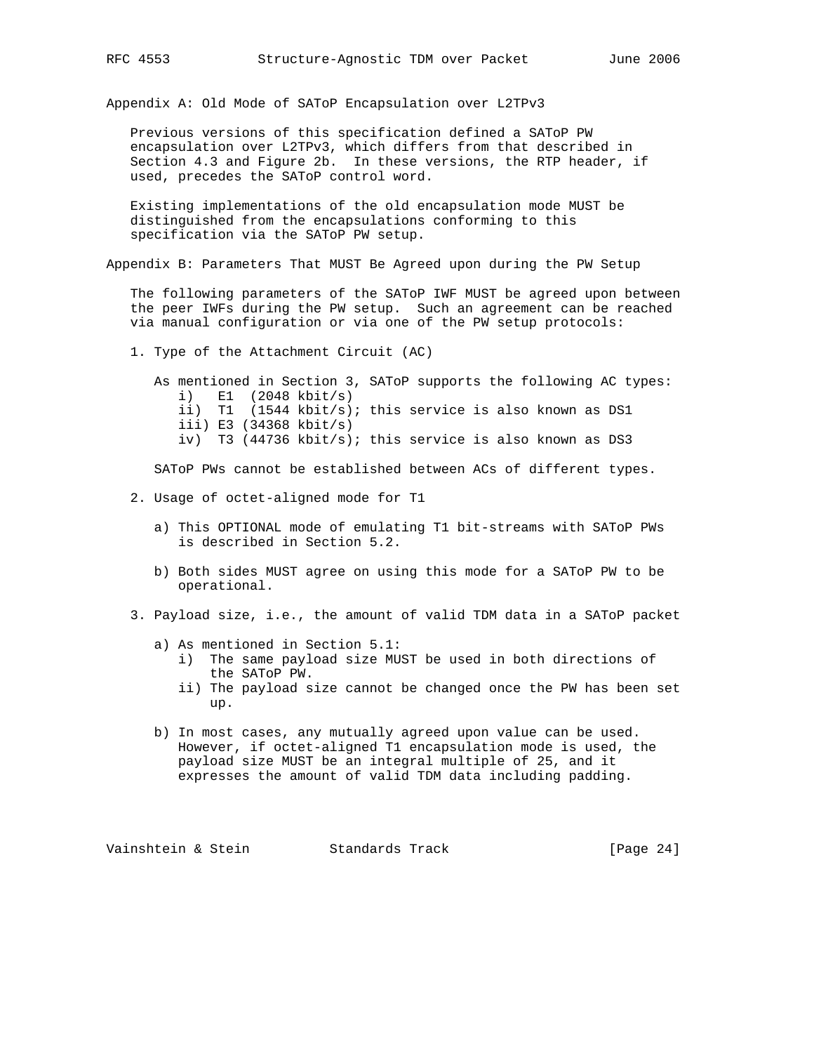## Appendix A: Old Mode of SAToP Encapsulation over L2TPv3

Previous versions of this specification defined a SAToP PW encapsulation over L2TPv3, which differs from that described in Section 4.3 and Figure 2b. In these versions, the RTP header, if used, precedes the SAToP control word.

Existing implementations of the old encapsulation mode MUST be distinguished from the encapsulations conforming to this specification via the SAToP PW setup.

## Appendix B: Parameters That MUST Be Agreed upon during the PW Setup

The following parameters of the SAToP IWF MUST be agreed upon between the peer IWFs during the PW setup. Such an agreement can be reached via manual configuration or via one of the PW setup protocols:

1. Type of the Attachment Circuit (AC)

   As mentioned in Section 3, SAToP supports the following AC types:
   - i) E1 (2048 kbit/s)
   - ii) T1 (1544 kbit/s); this service is also known as DS1
   - iii) E3 (34368 kbit/s)
   - iv) T3 (44736 kbit/s); this service is also known as DS3

   SAToP PWs cannot be established between ACs of different types.

2. Usage of octet-aligned mode for T1

   a) This OPTIONAL mode of emulating T1 bit-streams with SAToP PWs is described in Section 5.2.

   b) Both sides MUST agree on using this mode for a SAToP PW to be operational.

3. Payload size, i.e., the amount of valid TDM data in a SAToP packet

   a) As mentioned in Section 5.1:
      - i) The same payload size MUST be used in both directions of the SAToP PW.
      - ii) The payload size cannot be changed once the PW has been set up.

   b) In most cases, any mutually agreed upon value can be used. However, if octet-aligned T1 encapsulation mode is used, the payload size MUST be an integral multiple of 25, and it expresses the amount of valid TDM data including padding.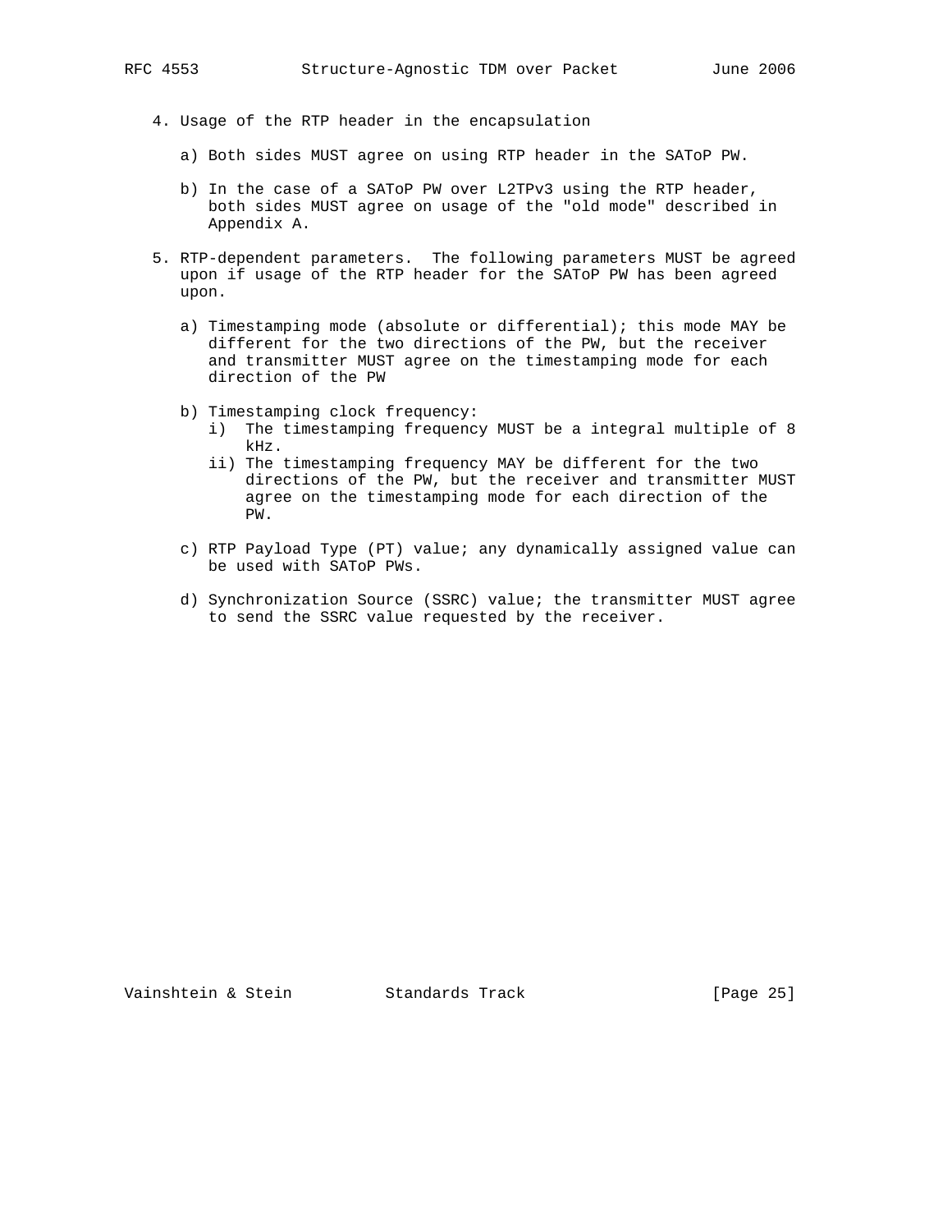4. Usage of the RTP header in the encapsulation

   a) Both sides MUST agree on using RTP header in the SAToP PW.

   b) In the case of a SAToP PW over L2TPv3 using the RTP header, both sides MUST agree on usage of the "old mode" described in Appendix A.

5. RTP-dependent parameters. The following parameters MUST be agreed upon if usage of the RTP header for the SAToP PW has been agreed upon.

   a) Timestamping mode (absolute or differential); this mode MAY be different for the two directions of the PW, but the receiver and transmitter MUST agree on the timestamping mode for each direction of the PW

   b) Timestamping clock frequency:
      i) The timestamping frequency MUST be a integral multiple of 8 kHz.
      ii) The timestamping frequency MAY be different for the two directions of the PW, but the receiver and transmitter MUST agree on the timestamping mode for each direction of the PW.

   c) RTP Payload Type (PT) value; any dynamically assigned value can be used with SAToP PWs.

   d) Synchronization Source (SSRC) value; the transmitter MUST agree to send the SSRC value requested by the receiver.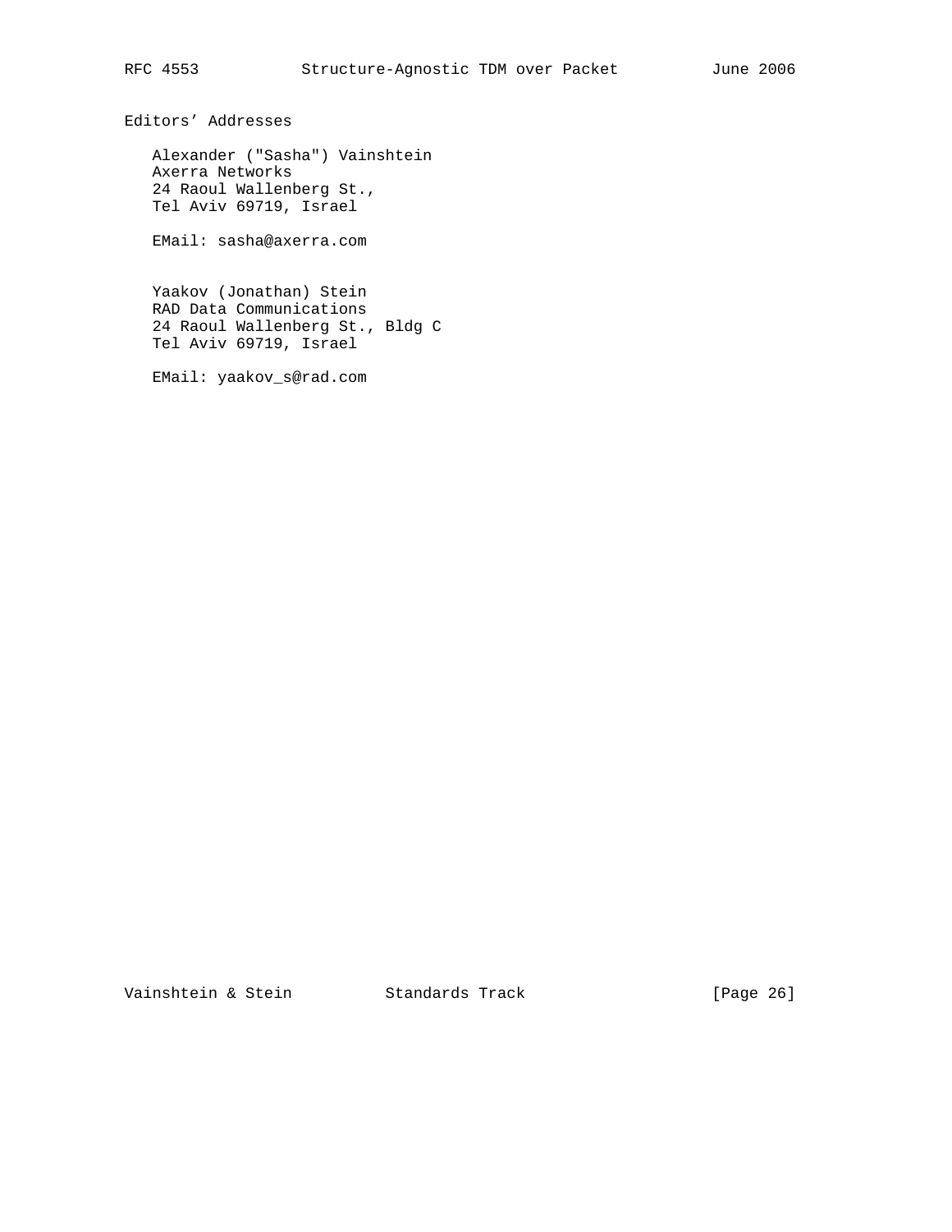## Editors' Addresses

Alexander ("Sasha") Vainshtein
Axerra Networks
24 Raoul Wallenberg St.,
Tel Aviv 69719, Israel

EMail: sasha@axerra.com

Yaakov (Jonathan) Stein
RAD Data Communications
24 Raoul Wallenberg St., Bldg C
Tel Aviv 69719, Israel

EMail: yaakov_s@rad.com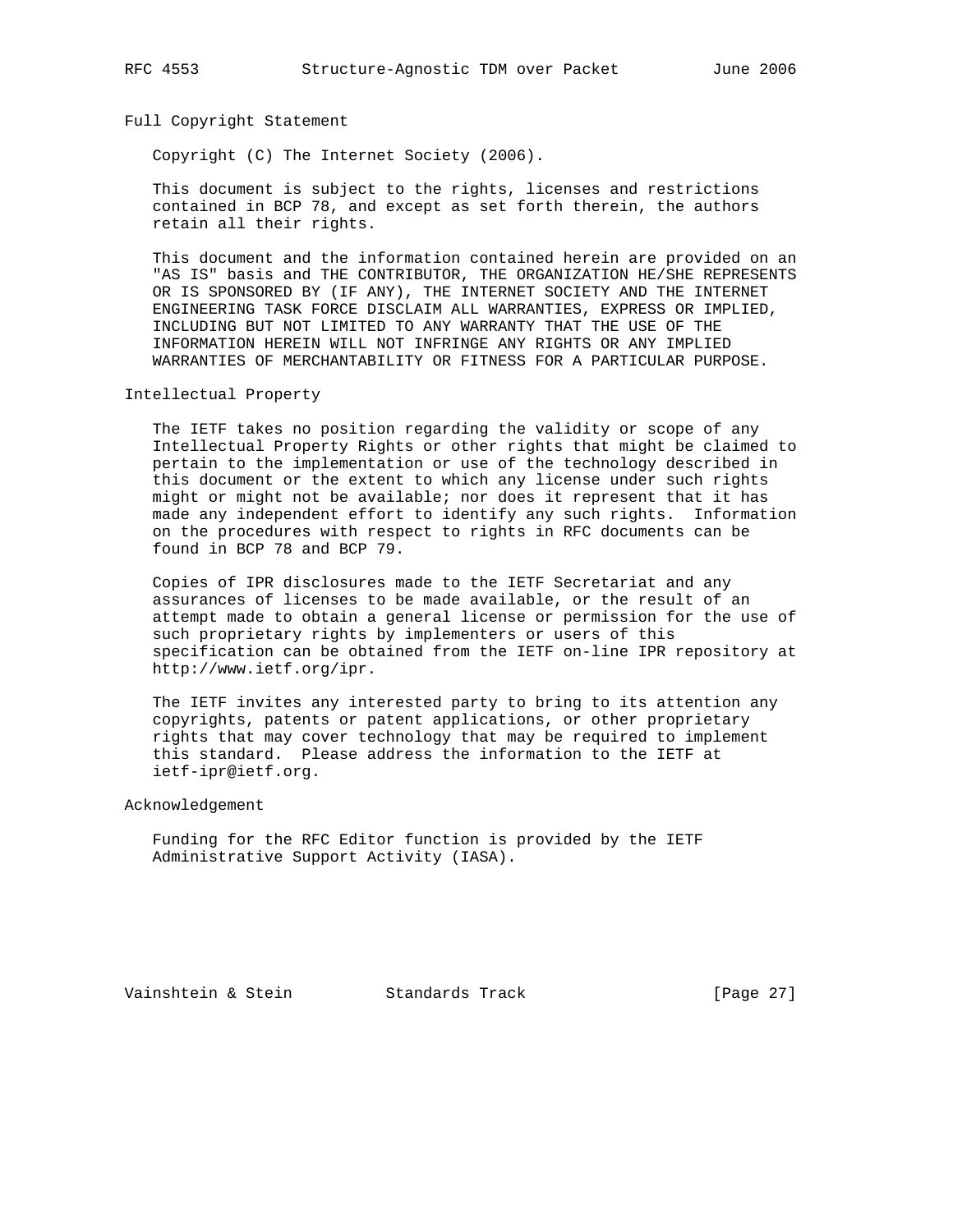## Full Copyright Statement

Copyright (C) The Internet Society (2006).

This document is subject to the rights, licenses and restrictions contained in BCP 78, and except as set forth therein, the authors retain all their rights.

This document and the information contained herein are provided on an "AS IS" basis and THE CONTRIBUTOR, THE ORGANIZATION HE/SHE REPRESENTS OR IS SPONSORED BY (IF ANY), THE INTERNET SOCIETY AND THE INTERNET ENGINEERING TASK FORCE DISCLAIM ALL WARRANTIES, EXPRESS OR IMPLIED, INCLUDING BUT NOT LIMITED TO ANY WARRANTY THAT THE USE OF THE INFORMATION HEREIN WILL NOT INFRINGE ANY RIGHTS OR ANY IMPLIED WARRANTIES OF MERCHANTABILITY OR FITNESS FOR A PARTICULAR PURPOSE.

## Intellectual Property

The IETF takes no position regarding the validity or scope of any Intellectual Property Rights or other rights that might be claimed to pertain to the implementation or use of the technology described in this document or the extent to which any license under such rights might or might not be available; nor does it represent that it has made any independent effort to identify any such rights. Information on the procedures with respect to rights in RFC documents can be found in BCP 78 and BCP 79.

Copies of IPR disclosures made to the IETF Secretariat and any assurances of licenses to be made available, or the result of an attempt made to obtain a general license or permission for the use of such proprietary rights by implementers or users of this specification can be obtained from the IETF on-line IPR repository at http://www.ietf.org/ipr.

The IETF invites any interested party to bring to its attention any copyrights, patents or patent applications, or other proprietary rights that may cover technology that may be required to implement this standard. Please address the information to the IETF at ietf-ipr@ietf.org.

## Acknowledgement

Funding for the RFC Editor function is provided by the IETF Administrative Support Activity (IASA).